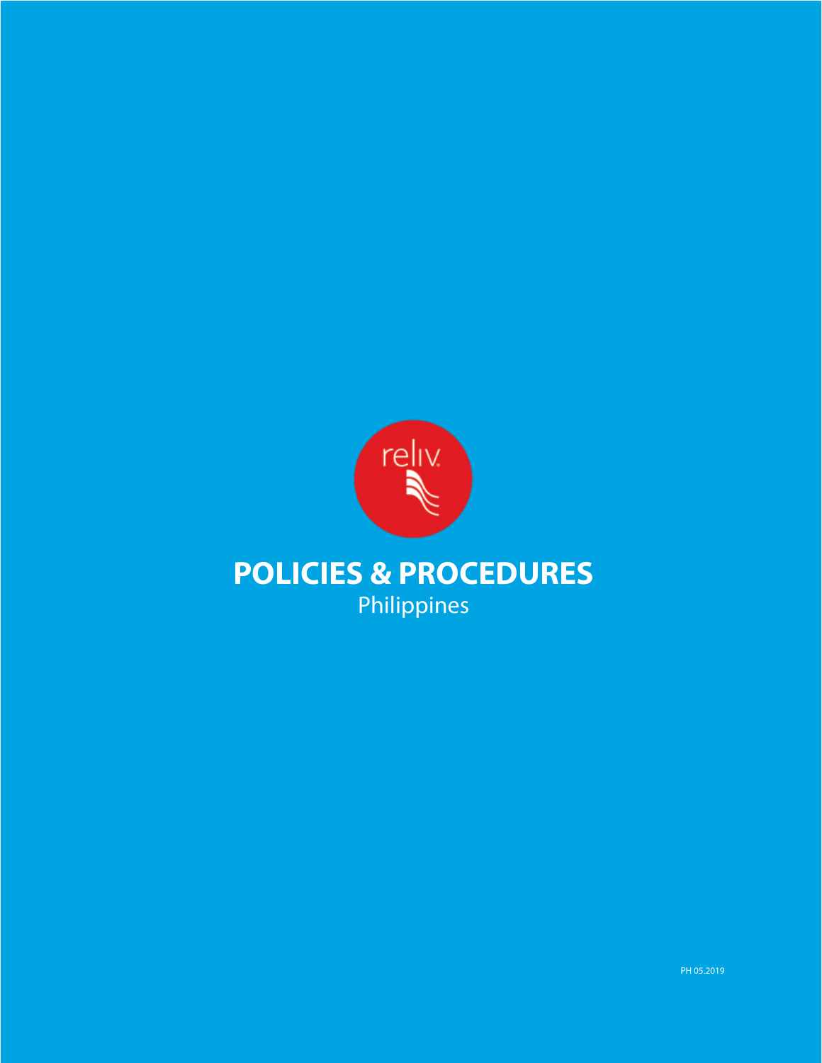reliv

# POLICIES & PROCEDURES

Philippines

PH 05.2019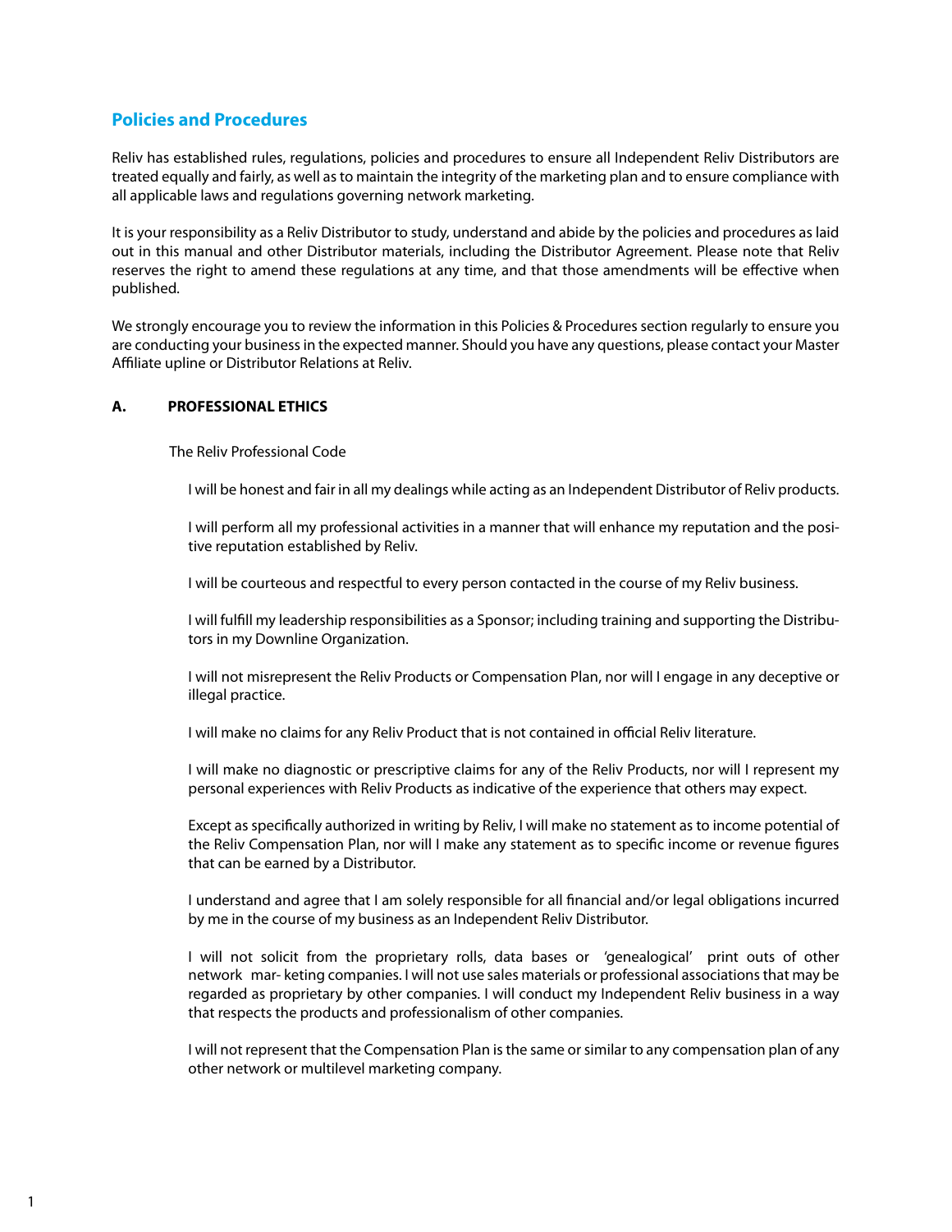## Policies and Procedures

Reliv has established rules, regulations, policies and procedures to ensure all Independent Reliv Distributors are treated equally and fairly, as well as to maintain the integrity of the marketing plan and to ensure compliance with all applicable laws and regulations governing network marketing.

It is your responsibility as a Reliv Distributor to study, understand and abide by the policies and procedures as laid out in this manual and other Distributor materials, including the Distributor Agreement. Please note that Reliv reserves the right to amend these regulations at any time, and that those amendments will be effective when published.

We strongly encourage you to review the information in this Policies & Procedures section regularly to ensure you are conducting your business in the expected manner. Should you have any questions, please contact your Master Affiliate upline or Distributor Relations at Reliv.

### A. PROFESSIONAL ETHICS

The Reliv Professional Code

I will be honest and fair in all my dealings while acting as an Independent Distributor of Reliv products.

I will perform all my professional activities in a manner that will enhance my reputation and the positive reputation established by Reliv.

I will be courteous and respectful to every person contacted in the course of my Reliv business.

I will fulfill my leadership responsibilities as a Sponsor; including training and supporting the Distributors in my Downline Organization.

I will not misrepresent the Reliv Products or Compensation Plan, nor will I engage in any deceptive or illegal practice.

I will make no claims for any Reliv Product that is not contained in official Reliv literature.

I will make no diagnostic or prescriptive claims for any of the Reliv Products, nor will I represent my personal experiences with Reliv Products as indicative of the experience that others may expect.

Except as specifically authorized in writing by Reliv, I will make no statement as to income potential of the Reliv Compensation Plan, nor will I make any statement as to specific income or revenue figures that can be earned by a Distributor.

I understand and agree that I am solely responsible for all financial and/or legal obligations incurred by me in the course of my business as an Independent Reliv Distributor.

I will not solicit from the proprietary rolls, data bases or 'genealogical' print outs of other network mar- keting companies. I will not use sales materials or professional associations that may be regarded as proprietary by other companies. I will conduct my Independent Reliv business in a way that respects the products and professionalism of other companies.

I will not represent that the Compensation Plan is the same or similar to any compensation plan of any other network or multilevel marketing company.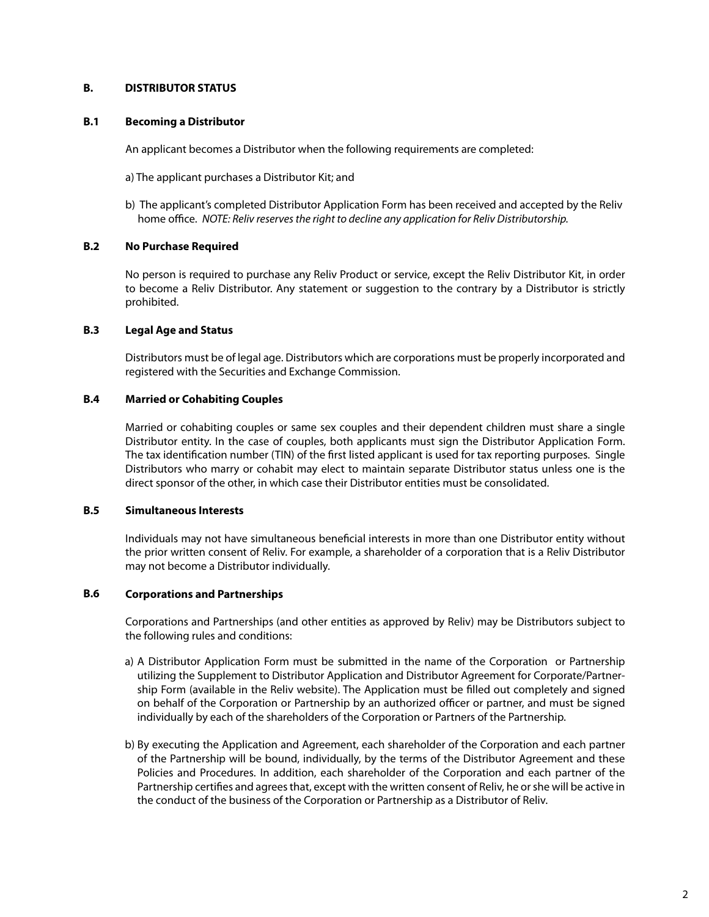## B. DISTRIBUTOR STATUS

### B.1 Becoming a Distributor

An applicant becomes a Distributor when the following requirements are completed:

a) The applicant purchases a Distributor Kit; and

b) The applicant's completed Distributor Application Form has been received and accepted by the Reliv home office. *NOTE: Reliv reserves the right to decline any application for Reliv Distributorship.*

### B.2 No Purchase Required

No person is required to purchase any Reliv Product or service, except the Reliv Distributor Kit, in order to become a Reliv Distributor. Any statement or suggestion to the contrary by a Distributor is strictly prohibited.

### B.3 Legal Age and Status

Distributors must be of legal age. Distributors which are corporations must be properly incorporated and registered with the Securities and Exchange Commission.

### B.4 Married or Cohabiting Couples

Married or cohabiting couples or same sex couples and their dependent children must share a single Distributor entity. In the case of couples, both applicants must sign the Distributor Application Form. The tax identification number (TIN) of the first listed applicant is used for tax reporting purposes. Single Distributors who marry or cohabit may elect to maintain separate Distributor status unless one is the direct sponsor of the other, in which case their Distributor entities must be consolidated.

### B.5 Simultaneous Interests

Individuals may not have simultaneous beneficial interests in more than one Distributor entity without the prior written consent of Reliv. For example, a shareholder of a corporation that is a Reliv Distributor may not become a Distributor individually.

### B.6 Corporations and Partnerships

Corporations and Partnerships (and other entities as approved by Reliv) may be Distributors subject to the following rules and conditions:

a) A Distributor Application Form must be submitted in the name of the Corporation or Partnership utilizing the Supplement to Distributor Application and Distributor Agreement for Corporate/Partnership Form (available in the Reliv website). The Application must be filled out completely and signed on behalf of the Corporation or Partnership by an authorized officer or partner, and must be signed individually by each of the shareholders of the Corporation or Partners of the Partnership.

b) By executing the Application and Agreement, each shareholder of the Corporation and each partner of the Partnership will be bound, individually, by the terms of the Distributor Agreement and these Policies and Procedures. In addition, each shareholder of the Corporation and each partner of the Partnership certifies and agrees that, except with the written consent of Reliv, he or she will be active in the conduct of the business of the Corporation or Partnership as a Distributor of Reliv.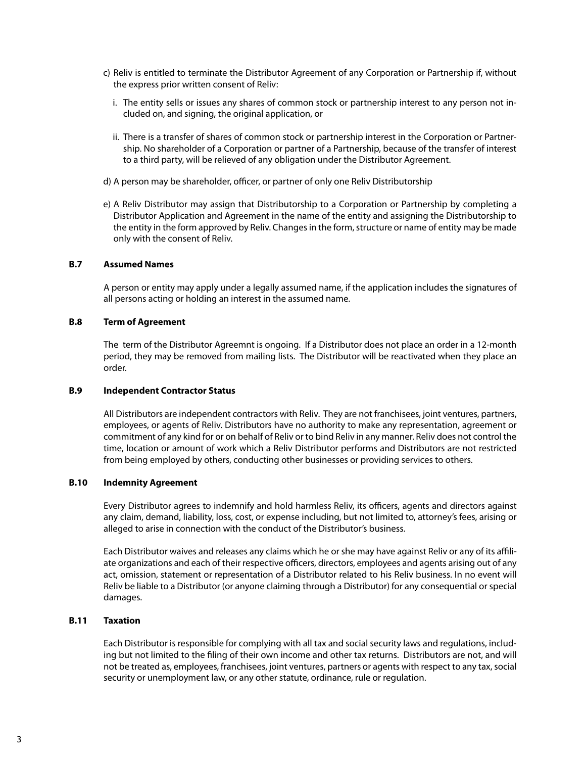c) Reliv is entitled to terminate the Distributor Agreement of any Corporation or Partnership if, without the express prior written consent of Reliv:

   i. The entity sells or issues any shares of common stock or partnership interest to any person not included on, and signing, the original application, or

   ii. There is a transfer of shares of common stock or partnership interest in the Corporation or Partnership. No shareholder of a Corporation or partner of a Partnership, because of the transfer of interest to a third party, will be relieved of any obligation under the Distributor Agreement.

d) A person may be shareholder, officer, or partner of only one Reliv Distributorship

e) A Reliv Distributor may assign that Distributorship to a Corporation or Partnership by completing a Distributor Application and Agreement in the name of the entity and assigning the Distributorship to the entity in the form approved by Reliv. Changes in the form, structure or name of entity may be made only with the consent of Reliv.

### B.7 Assumed Names

A person or entity may apply under a legally assumed name, if the application includes the signatures of all persons acting or holding an interest in the assumed name.

### B.8 Term of Agreement

The term of the Distributor Agreemnt is ongoing. If a Distributor does not place an order in a 12-month period, they may be removed from mailing lists. The Distributor will be reactivated when they place an order.

### B.9 Independent Contractor Status

All Distributors are independent contractors with Reliv. They are not franchisees, joint ventures, partners, employees, or agents of Reliv. Distributors have no authority to make any representation, agreement or commitment of any kind for or on behalf of Reliv or to bind Reliv in any manner. Reliv does not control the time, location or amount of work which a Reliv Distributor performs and Distributors are not restricted from being employed by others, conducting other businesses or providing services to others.

### B.10 Indemnity Agreement

Every Distributor agrees to indemnify and hold harmless Reliv, its officers, agents and directors against any claim, demand, liability, loss, cost, or expense including, but not limited to, attorney's fees, arising or alleged to arise in connection with the conduct of the Distributor's business.

Each Distributor waives and releases any claims which he or she may have against Reliv or any of its affiliate organizations and each of their respective officers, directors, employees and agents arising out of any act, omission, statement or representation of a Distributor related to his Reliv business. In no event will Reliv be liable to a Distributor (or anyone claiming through a Distributor) for any consequential or special damages.

### B.11 Taxation

Each Distributor is responsible for complying with all tax and social security laws and regulations, including but not limited to the filing of their own income and other tax returns. Distributors are not, and will not be treated as, employees, franchisees, joint ventures, partners or agents with respect to any tax, social security or unemployment law, or any other statute, ordinance, rule or regulation.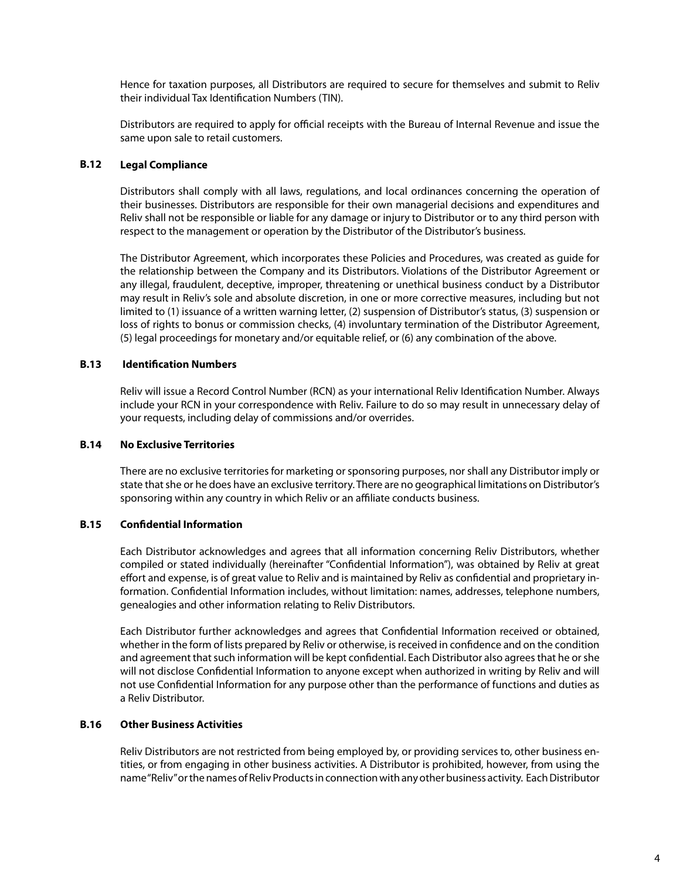Hence for taxation purposes, all Distributors are required to secure for themselves and submit to Reliv their individual Tax Identification Numbers (TIN).

Distributors are required to apply for official receipts with the Bureau of Internal Revenue and issue the same upon sale to retail customers.

### B.12 Legal Compliance

Distributors shall comply with all laws, regulations, and local ordinances concerning the operation of their businesses. Distributors are responsible for their own managerial decisions and expenditures and Reliv shall not be responsible or liable for any damage or injury to Distributor or to any third person with respect to the management or operation by the Distributor of the Distributor's business.

The Distributor Agreement, which incorporates these Policies and Procedures, was created as guide for the relationship between the Company and its Distributors. Violations of the Distributor Agreement or any illegal, fraudulent, deceptive, improper, threatening or unethical business conduct by a Distributor may result in Reliv's sole and absolute discretion, in one or more corrective measures, including but not limited to (1) issuance of a written warning letter, (2) suspension of Distributor's status, (3) suspension or loss of rights to bonus or commission checks, (4) involuntary termination of the Distributor Agreement, (5) legal proceedings for monetary and/or equitable relief, or (6) any combination of the above.

### B.13 Identification Numbers

Reliv will issue a Record Control Number (RCN) as your international Reliv Identification Number. Always include your RCN in your correspondence with Reliv. Failure to do so may result in unnecessary delay of your requests, including delay of commissions and/or overrides.

### B.14 No Exclusive Territories

There are no exclusive territories for marketing or sponsoring purposes, nor shall any Distributor imply or state that she or he does have an exclusive territory. There are no geographical limitations on Distributor's sponsoring within any country in which Reliv or an affiliate conducts business.

### B.15 Confidential Information

Each Distributor acknowledges and agrees that all information concerning Reliv Distributors, whether compiled or stated individually (hereinafter "Confidential Information"), was obtained by Reliv at great effort and expense, is of great value to Reliv and is maintained by Reliv as confidential and proprietary information. Confidential Information includes, without limitation: names, addresses, telephone numbers, genealogies and other information relating to Reliv Distributors.

Each Distributor further acknowledges and agrees that Confidential Information received or obtained, whether in the form of lists prepared by Reliv or otherwise, is received in confidence and on the condition and agreement that such information will be kept confidential. Each Distributor also agrees that he or she will not disclose Confidential Information to anyone except when authorized in writing by Reliv and will not use Confidential Information for any purpose other than the performance of functions and duties as a Reliv Distributor.

### B.16 Other Business Activities

Reliv Distributors are not restricted from being employed by, or providing services to, other business entities, or from engaging in other business activities. A Distributor is prohibited, however, from using the name "Reliv" or the names of Reliv Products in connection with any other business activity. Each Distributor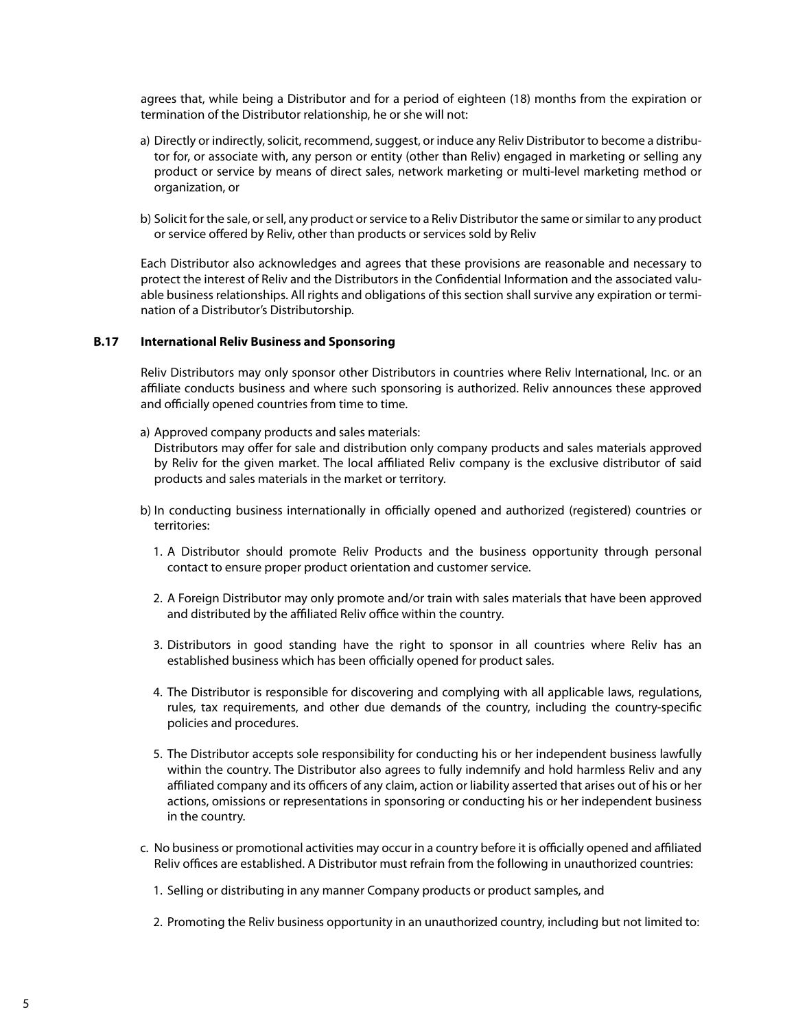agrees that, while being a Distributor and for a period of eighteen (18) months from the expiration or termination of the Distributor relationship, he or she will not:

a) Directly or indirectly, solicit, recommend, suggest, or induce any Reliv Distributor to become a distributor for, or associate with, any person or entity (other than Reliv) engaged in marketing or selling any product or service by means of direct sales, network marketing or multi-level marketing method or organization, or

b) Solicit for the sale, or sell, any product or service to a Reliv Distributor the same or similar to any product or service offered by Reliv, other than products or services sold by Reliv

Each Distributor also acknowledges and agrees that these provisions are reasonable and necessary to protect the interest of Reliv and the Distributors in the Confidential Information and the associated valuable business relationships. All rights and obligations of this section shall survive any expiration or termination of a Distributor's Distributorship.

### B.17 International Reliv Business and Sponsoring

Reliv Distributors may only sponsor other Distributors in countries where Reliv International, Inc. or an affiliate conducts business and where such sponsoring is authorized. Reliv announces these approved and officially opened countries from time to time.

a) Approved company products and sales materials:
Distributors may offer for sale and distribution only company products and sales materials approved by Reliv for the given market. The local affiliated Reliv company is the exclusive distributor of said products and sales materials in the market or territory.

b) In conducting business internationally in officially opened and authorized (registered) countries or territories:

1. A Distributor should promote Reliv Products and the business opportunity through personal contact to ensure proper product orientation and customer service.

2. A Foreign Distributor may only promote and/or train with sales materials that have been approved and distributed by the affiliated Reliv office within the country.

3. Distributors in good standing have the right to sponsor in all countries where Reliv has an established business which has been officially opened for product sales.

4. The Distributor is responsible for discovering and complying with all applicable laws, regulations, rules, tax requirements, and other due demands of the country, including the country-specific policies and procedures.

5. The Distributor accepts sole responsibility for conducting his or her independent business lawfully within the country. The Distributor also agrees to fully indemnify and hold harmless Reliv and any affiliated company and its officers of any claim, action or liability asserted that arises out of his or her actions, omissions or representations in sponsoring or conducting his or her independent business in the country.

c. No business or promotional activities may occur in a country before it is officially opened and affiliated Reliv offices are established. A Distributor must refrain from the following in unauthorized countries:

1. Selling or distributing in any manner Company products or product samples, and

2. Promoting the Reliv business opportunity in an unauthorized country, including but not limited to: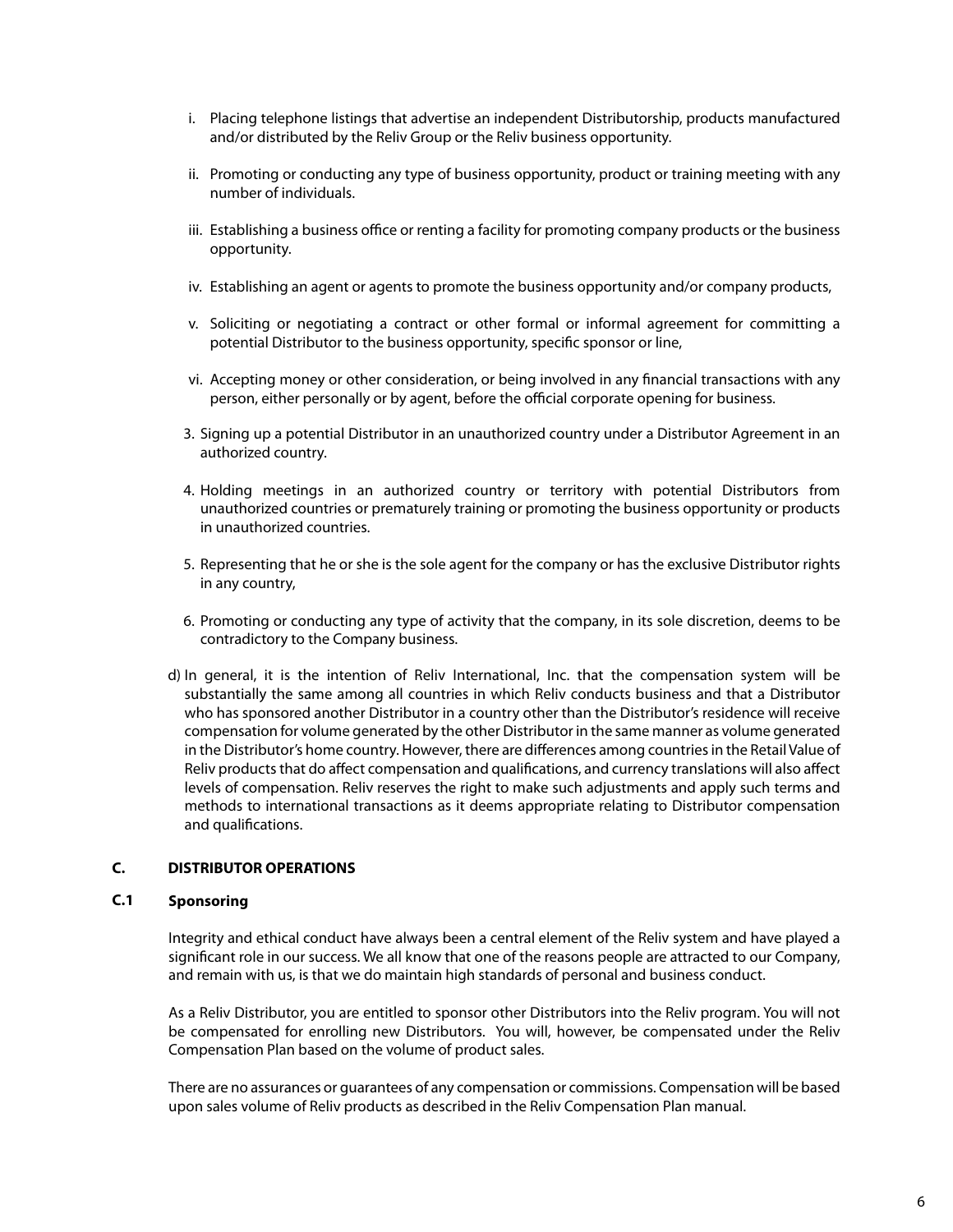i. Placing telephone listings that advertise an independent Distributorship, products manufactured and/or distributed by the Reliv Group or the Reliv business opportunity.

ii. Promoting or conducting any type of business opportunity, product or training meeting with any number of individuals.

iii. Establishing a business office or renting a facility for promoting company products or the business opportunity.

iv. Establishing an agent or agents to promote the business opportunity and/or company products,

v. Soliciting or negotiating a contract or other formal or informal agreement for committing a potential Distributor to the business opportunity, specific sponsor or line,

vi. Accepting money or other consideration, or being involved in any financial transactions with any person, either personally or by agent, before the official corporate opening for business.

3. Signing up a potential Distributor in an unauthorized country under a Distributor Agreement in an authorized country.

4. Holding meetings in an authorized country or territory with potential Distributors from unauthorized countries or prematurely training or promoting the business opportunity or products in unauthorized countries.

5. Representing that he or she is the sole agent for the company or has the exclusive Distributor rights in any country,

6. Promoting or conducting any type of activity that the company, in its sole discretion, deems to be contradictory to the Company business.

d) In general, it is the intention of Reliv International, Inc. that the compensation system will be substantially the same among all countries in which Reliv conducts business and that a Distributor who has sponsored another Distributor in a country other than the Distributor's residence will receive compensation for volume generated by the other Distributor in the same manner as volume generated in the Distributor's home country. However, there are differences among countries in the Retail Value of Reliv products that do affect compensation and qualifications, and currency translations will also affect levels of compensation. Reliv reserves the right to make such adjustments and apply such terms and methods to international transactions as it deems appropriate relating to Distributor compensation and qualifications.

## C. DISTRIBUTOR OPERATIONS

### C.1 Sponsoring

Integrity and ethical conduct have always been a central element of the Reliv system and have played a significant role in our success. We all know that one of the reasons people are attracted to our Company, and remain with us, is that we do maintain high standards of personal and business conduct.

As a Reliv Distributor, you are entitled to sponsor other Distributors into the Reliv program. You will not be compensated for enrolling new Distributors. You will, however, be compensated under the Reliv Compensation Plan based on the volume of product sales.

There are no assurances or guarantees of any compensation or commissions. Compensation will be based upon sales volume of Reliv products as described in the Reliv Compensation Plan manual.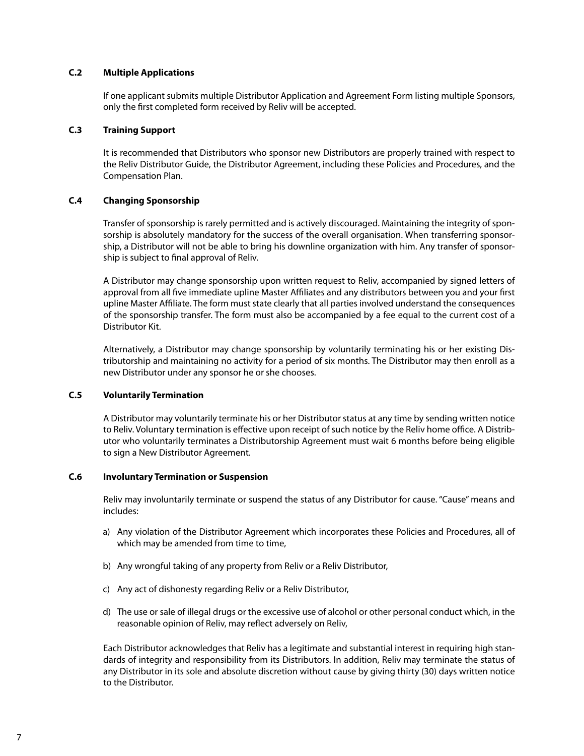### C.2 Multiple Applications

If one applicant submits multiple Distributor Application and Agreement Form listing multiple Sponsors, only the first completed form received by Reliv will be accepted.

### C.3 Training Support

It is recommended that Distributors who sponsor new Distributors are properly trained with respect to the Reliv Distributor Guide, the Distributor Agreement, including these Policies and Procedures, and the Compensation Plan.

### C.4 Changing Sponsorship

Transfer of sponsorship is rarely permitted and is actively discouraged. Maintaining the integrity of sponsorship is absolutely mandatory for the success of the overall organisation. When transferring sponsorship, a Distributor will not be able to bring his downline organization with him. Any transfer of sponsorship is subject to final approval of Reliv.

A Distributor may change sponsorship upon written request to Reliv, accompanied by signed letters of approval from all five immediate upline Master Affiliates and any distributors between you and your first upline Master Affiliate. The form must state clearly that all parties involved understand the consequences of the sponsorship transfer. The form must also be accompanied by a fee equal to the current cost of a Distributor Kit.

Alternatively, a Distributor may change sponsorship by voluntarily terminating his or her existing Distributorship and maintaining no activity for a period of six months. The Distributor may then enroll as a new Distributor under any sponsor he or she chooses.

### C.5 Voluntarily Termination

A Distributor may voluntarily terminate his or her Distributor status at any time by sending written notice to Reliv. Voluntary termination is effective upon receipt of such notice by the Reliv home office. A Distributor who voluntarily terminates a Distributorship Agreement must wait 6 months before being eligible to sign a New Distributor Agreement.

### C.6 Involuntary Termination or Suspension

Reliv may involuntarily terminate or suspend the status of any Distributor for cause. "Cause" means and includes:

a) Any violation of the Distributor Agreement which incorporates these Policies and Procedures, all of which may be amended from time to time,

b) Any wrongful taking of any property from Reliv or a Reliv Distributor,

c) Any act of dishonesty regarding Reliv or a Reliv Distributor,

d) The use or sale of illegal drugs or the excessive use of alcohol or other personal conduct which, in the reasonable opinion of Reliv, may reflect adversely on Reliv,

Each Distributor acknowledges that Reliv has a legitimate and substantial interest in requiring high standards of integrity and responsibility from its Distributors. In addition, Reliv may terminate the status of any Distributor in its sole and absolute discretion without cause by giving thirty (30) days written notice to the Distributor.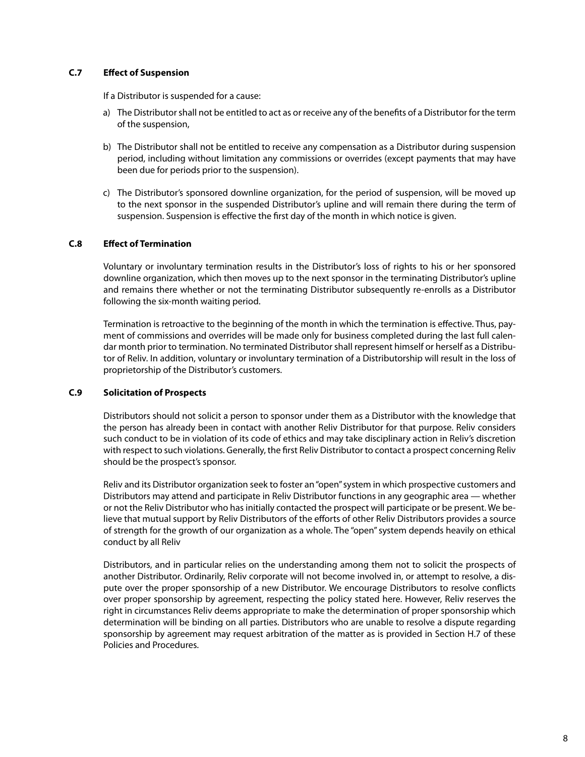### C.7 Effect of Suspension

If a Distributor is suspended for a cause:

a) The Distributor shall not be entitled to act as or receive any of the benefits of a Distributor for the term of the suspension,

b) The Distributor shall not be entitled to receive any compensation as a Distributor during suspension period, including without limitation any commissions or overrides (except payments that may have been due for periods prior to the suspension).

c) The Distributor's sponsored downline organization, for the period of suspension, will be moved up to the next sponsor in the suspended Distributor's upline and will remain there during the term of suspension. Suspension is effective the first day of the month in which notice is given.

### C.8 Effect of Termination

Voluntary or involuntary termination results in the Distributor's loss of rights to his or her sponsored downline organization, which then moves up to the next sponsor in the terminating Distributor's upline and remains there whether or not the terminating Distributor subsequently re-enrolls as a Distributor following the six-month waiting period.

Termination is retroactive to the beginning of the month in which the termination is effective. Thus, payment of commissions and overrides will be made only for business completed during the last full calendar month prior to termination. No terminated Distributor shall represent himself or herself as a Distributor of Reliv. In addition, voluntary or involuntary termination of a Distributorship will result in the loss of proprietorship of the Distributor's customers.

### C.9 Solicitation of Prospects

Distributors should not solicit a person to sponsor under them as a Distributor with the knowledge that the person has already been in contact with another Reliv Distributor for that purpose. Reliv considers such conduct to be in violation of its code of ethics and may take disciplinary action in Reliv's discretion with respect to such violations. Generally, the first Reliv Distributor to contact a prospect concerning Reliv should be the prospect's sponsor.

Reliv and its Distributor organization seek to foster an "open" system in which prospective customers and Distributors may attend and participate in Reliv Distributor functions in any geographic area — whether or not the Reliv Distributor who has initially contacted the prospect will participate or be present. We believe that mutual support by Reliv Distributors of the efforts of other Reliv Distributors provides a source of strength for the growth of our organization as a whole. The "open" system depends heavily on ethical conduct by all Reliv

Distributors, and in particular relies on the understanding among them not to solicit the prospects of another Distributor. Ordinarily, Reliv corporate will not become involved in, or attempt to resolve, a dispute over the proper sponsorship of a new Distributor. We encourage Distributors to resolve conflicts over proper sponsorship by agreement, respecting the policy stated here. However, Reliv reserves the right in circumstances Reliv deems appropriate to make the determination of proper sponsorship which determination will be binding on all parties. Distributors who are unable to resolve a dispute regarding sponsorship by agreement may request arbitration of the matter as is provided in Section H.7 of these Policies and Procedures.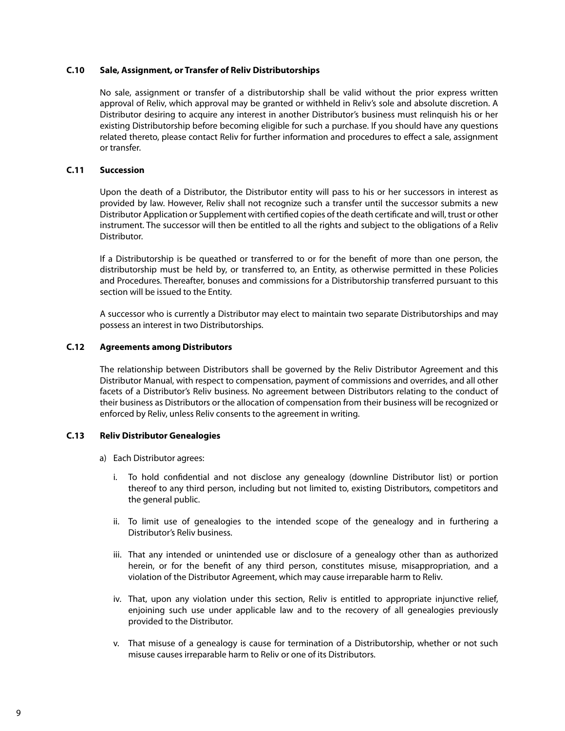### C.10 Sale, Assignment, or Transfer of Reliv Distributorships

No sale, assignment or transfer of a distributorship shall be valid without the prior express written approval of Reliv, which approval may be granted or withheld in Reliv's sole and absolute discretion. A Distributor desiring to acquire any interest in another Distributor's business must relinquish his or her existing Distributorship before becoming eligible for such a purchase. If you should have any questions related thereto, please contact Reliv for further information and procedures to effect a sale, assignment or transfer.

### C.11 Succession

Upon the death of a Distributor, the Distributor entity will pass to his or her successors in interest as provided by law. However, Reliv shall not recognize such a transfer until the successor submits a new Distributor Application or Supplement with certified copies of the death certificate and will, trust or other instrument. The successor will then be entitled to all the rights and subject to the obligations of a Reliv Distributor.

If a Distributorship is be queathed or transferred to or for the benefit of more than one person, the distributorship must be held by, or transferred to, an Entity, as otherwise permitted in these Policies and Procedures. Thereafter, bonuses and commissions for a Distributorship transferred pursuant to this section will be issued to the Entity.

A successor who is currently a Distributor may elect to maintain two separate Distributorships and may possess an interest in two Distributorships.

### C.12 Agreements among Distributors

The relationship between Distributors shall be governed by the Reliv Distributor Agreement and this Distributor Manual, with respect to compensation, payment of commissions and overrides, and all other facets of a Distributor's Reliv business. No agreement between Distributors relating to the conduct of their business as Distributors or the allocation of compensation from their business will be recognized or enforced by Reliv, unless Reliv consents to the agreement in writing.

### C.13 Reliv Distributor Genealogies

a) Each Distributor agrees:

   i. To hold confidential and not disclose any genealogy (downline Distributor list) or portion thereof to any third person, including but not limited to, existing Distributors, competitors and the general public.

   ii. To limit use of genealogies to the intended scope of the genealogy and in furthering a Distributor's Reliv business.

   iii. That any intended or unintended use or disclosure of a genealogy other than as authorized herein, or for the benefit of any third person, constitutes misuse, misappropriation, and a violation of the Distributor Agreement, which may cause irreparable harm to Reliv.

   iv. That, upon any violation under this section, Reliv is entitled to appropriate injunctive relief, enjoining such use under applicable law and to the recovery of all genealogies previously provided to the Distributor.

   v. That misuse of a genealogy is cause for termination of a Distributorship, whether or not such misuse causes irreparable harm to Reliv or one of its Distributors.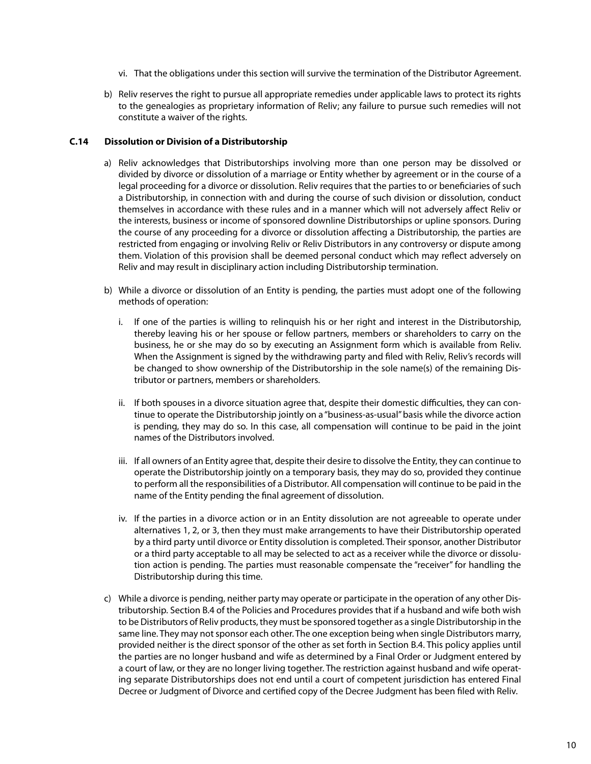vi. That the obligations under this section will survive the termination of the Distributor Agreement.

b) Reliv reserves the right to pursue all appropriate remedies under applicable laws to protect its rights to the genealogies as proprietary information of Reliv; any failure to pursue such remedies will not constitute a waiver of the rights.

### C.14 Dissolution or Division of a Distributorship

a) Reliv acknowledges that Distributorships involving more than one person may be dissolved or divided by divorce or dissolution of a marriage or Entity whether by agreement or in the course of a legal proceeding for a divorce or dissolution. Reliv requires that the parties to or beneficiaries of such a Distributorship, in connection with and during the course of such division or dissolution, conduct themselves in accordance with these rules and in a manner which will not adversely affect Reliv or the interests, business or income of sponsored downline Distributorships or upline sponsors. During the course of any proceeding for a divorce or dissolution affecting a Distributorship, the parties are restricted from engaging or involving Reliv or Reliv Distributors in any controversy or dispute among them. Violation of this provision shall be deemed personal conduct which may reflect adversely on Reliv and may result in disciplinary action including Distributorship termination.

b) While a divorce or dissolution of an Entity is pending, the parties must adopt one of the following methods of operation:

   i. If one of the parties is willing to relinquish his or her right and interest in the Distributorship, thereby leaving his or her spouse or fellow partners, members or shareholders to carry on the business, he or she may do so by executing an Assignment form which is available from Reliv. When the Assignment is signed by the withdrawing party and filed with Reliv, Reliv's records will be changed to show ownership of the Distributorship in the sole name(s) of the remaining Distributor or partners, members or shareholders.

   ii. If both spouses in a divorce situation agree that, despite their domestic difficulties, they can continue to operate the Distributorship jointly on a "business-as-usual" basis while the divorce action is pending, they may do so. In this case, all compensation will continue to be paid in the joint names of the Distributors involved.

   iii. If all owners of an Entity agree that, despite their desire to dissolve the Entity, they can continue to operate the Distributorship jointly on a temporary basis, they may do so, provided they continue to perform all the responsibilities of a Distributor. All compensation will continue to be paid in the name of the Entity pending the final agreement of dissolution.

   iv. If the parties in a divorce action or in an Entity dissolution are not agreeable to operate under alternatives 1, 2, or 3, then they must make arrangements to have their Distributorship operated by a third party until divorce or Entity dissolution is completed. Their sponsor, another Distributor or a third party acceptable to all may be selected to act as a receiver while the divorce or dissolution action is pending. The parties must reasonable compensate the "receiver" for handling the Distributorship during this time.

c) While a divorce is pending, neither party may operate or participate in the operation of any other Distributorship. Section B.4 of the Policies and Procedures provides that if a husband and wife both wish to be Distributors of Reliv products, they must be sponsored together as a single Distributorship in the same line. They may not sponsor each other. The one exception being when single Distributors marry, provided neither is the direct sponsor of the other as set forth in Section B.4. This policy applies until the parties are no longer husband and wife as determined by a Final Order or Judgment entered by a court of law, or they are no longer living together. The restriction against husband and wife operating separate Distributorships does not end until a court of competent jurisdiction has entered Final Decree or Judgment of Divorce and certified copy of the Decree Judgment has been filed with Reliv.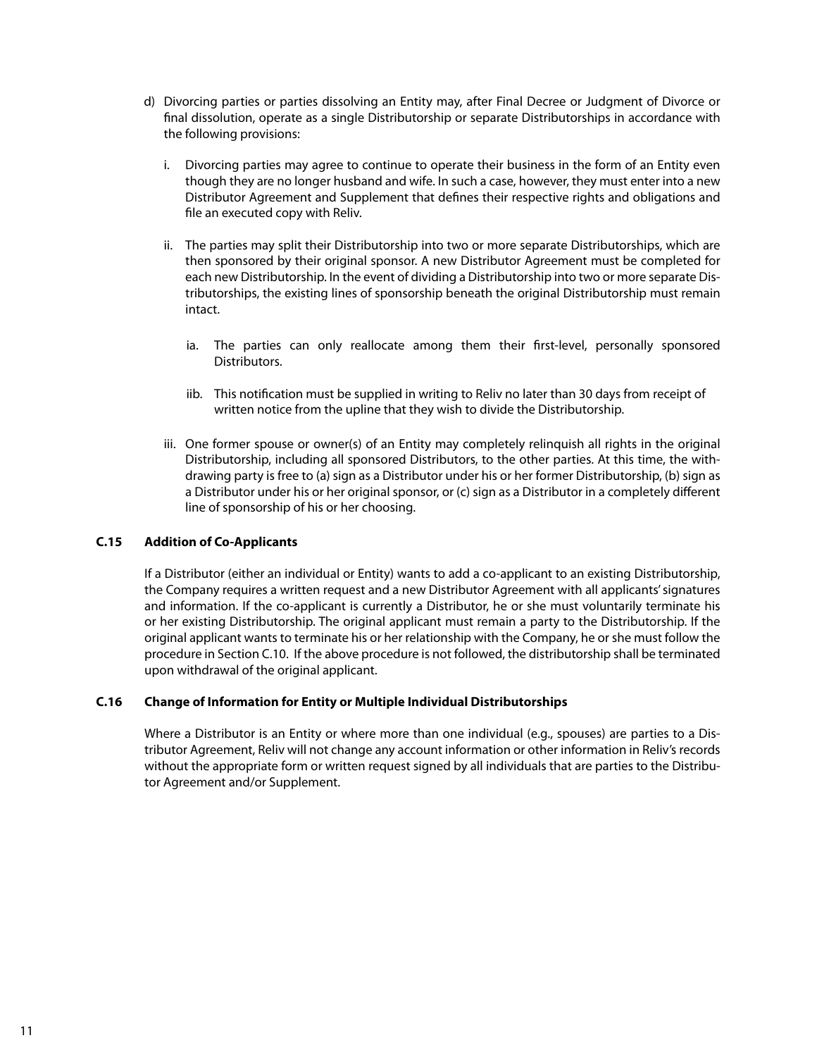d) Divorcing parties or parties dissolving an Entity may, after Final Decree or Judgment of Divorce or final dissolution, operate as a single Distributorship or separate Distributorships in accordance with the following provisions:

   i. Divorcing parties may agree to continue to operate their business in the form of an Entity even though they are no longer husband and wife. In such a case, however, they must enter into a new Distributor Agreement and Supplement that defines their respective rights and obligations and file an executed copy with Reliv.

   ii. The parties may split their Distributorship into two or more separate Distributorships, which are then sponsored by their original sponsor. A new Distributor Agreement must be completed for each new Distributorship. In the event of dividing a Distributorship into two or more separate Distributorships, the existing lines of sponsorship beneath the original Distributorship must remain intact.

      ia. The parties can only reallocate among them their first-level, personally sponsored Distributors.

      iib. This notification must be supplied in writing to Reliv no later than 30 days from receipt of written notice from the upline that they wish to divide the Distributorship.

   iii. One former spouse or owner(s) of an Entity may completely relinquish all rights in the original Distributorship, including all sponsored Distributors, to the other parties. At this time, the withdrawing party is free to (a) sign as a Distributor under his or her former Distributorship, (b) sign as a Distributor under his or her original sponsor, or (c) sign as a Distributor in a completely different line of sponsorship of his or her choosing.

### C.15 Addition of Co-Applicants

If a Distributor (either an individual or Entity) wants to add a co-applicant to an existing Distributorship, the Company requires a written request and a new Distributor Agreement with all applicants' signatures and information. If the co-applicant is currently a Distributor, he or she must voluntarily terminate his or her existing Distributorship. The original applicant must remain a party to the Distributorship. If the original applicant wants to terminate his or her relationship with the Company, he or she must follow the procedure in Section C.10. If the above procedure is not followed, the distributorship shall be terminated upon withdrawal of the original applicant.

### C.16 Change of Information for Entity or Multiple Individual Distributorships

Where a Distributor is an Entity or where more than one individual (e.g., spouses) are parties to a Distributor Agreement, Reliv will not change any account information or other information in Reliv's records without the appropriate form or written request signed by all individuals that are parties to the Distributor Agreement and/or Supplement.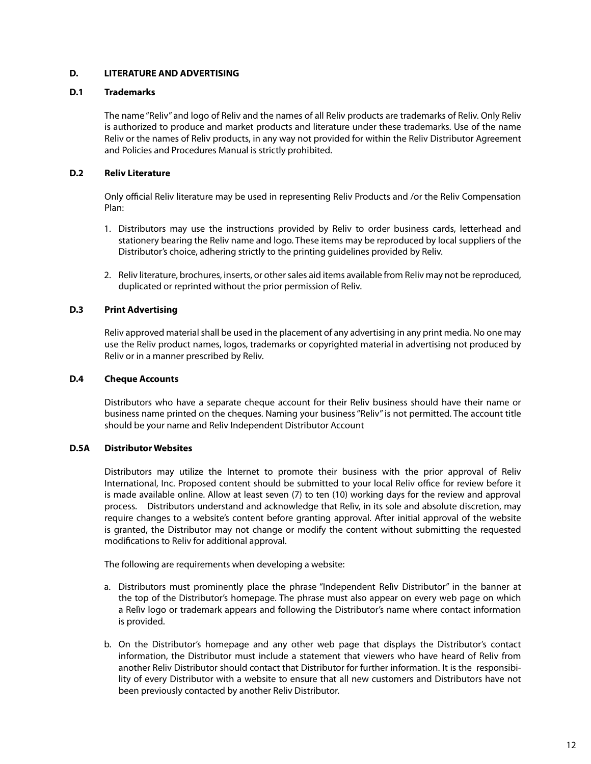## D. LITERATURE AND ADVERTISING

### D.1 Trademarks

The name "Reliv" and logo of Reliv and the names of all Reliv products are trademarks of Reliv. Only Reliv is authorized to produce and market products and literature under these trademarks. Use of the name Reliv or the names of Reliv products, in any way not provided for within the Reliv Distributor Agreement and Policies and Procedures Manual is strictly prohibited.

### D.2 Reliv Literature

Only official Reliv literature may be used in representing Reliv Products and /or the Reliv Compensation Plan:

1. Distributors may use the instructions provided by Reliv to order business cards, letterhead and stationery bearing the Reliv name and logo. These items may be reproduced by local suppliers of the Distributor's choice, adhering strictly to the printing guidelines provided by Reliv.
2. Reliv literature, brochures, inserts, or other sales aid items available from Reliv may not be reproduced, duplicated or reprinted without the prior permission of Reliv.

### D.3 Print Advertising

Reliv approved material shall be used in the placement of any advertising in any print media. No one may use the Reliv product names, logos, trademarks or copyrighted material in advertising not produced by Reliv or in a manner prescribed by Reliv.

### D.4 Cheque Accounts

Distributors who have a separate cheque account for their Reliv business should have their name or business name printed on the cheques. Naming your business "Reliv" is not permitted. The account title should be your name and Reliv Independent Distributor Account

### D.5A Distributor Websites

Distributors may utilize the Internet to promote their business with the prior approval of Reliv International, Inc. Proposed content should be submitted to your local Reliv office for review before it is made available online. Allow at least seven (7) to ten (10) working days for the review and approval process. Distributors understand and acknowledge that Relìv, in its sole and absolute discretion, may require changes to a website's content before granting approval. After initial approval of the website is granted, the Distributor may not change or modify the content without submitting the requested modifications to Reliv for additional approval.

The following are requirements when developing a website:

a. Distributors must prominently place the phrase "Independent Relìv Distributor" in the banner at the top of the Distributor's homepage. The phrase must also appear on every web page on which a Relìv logo or trademark appears and following the Distributor's name where contact information is provided.

b. On the Distributor's homepage and any other web page that displays the Distributor's contact information, the Distributor must include a statement that viewers who have heard of Reliv from another Reliv Distributor should contact that Distributor for further information. It is the responsibility of every Distributor with a website to ensure that all new customers and Distributors have not been previously contacted by another Reliv Distributor.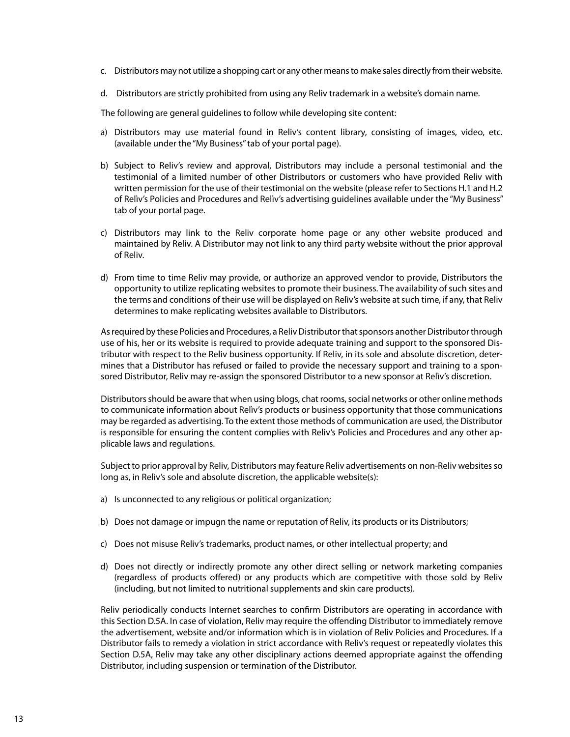c. Distributors may not utilize a shopping cart or any other means to make sales directly from their website.

d. Distributors are strictly prohibited from using any Reliv trademark in a website's domain name.

The following are general guidelines to follow while developing site content:

a) Distributors may use material found in Reliv's content library, consisting of images, video, etc. (available under the "My Business" tab of your portal page).

b) Subject to Reliv's review and approval, Distributors may include a personal testimonial and the testimonial of a limited number of other Distributors or customers who have provided Reliv with written permission for the use of their testimonial on the website (please refer to Sections H.1 and H.2 of Reliv's Policies and Procedures and Reliv's advertising guidelines available under the "My Business" tab of your portal page.

c) Distributors may link to the Reliv corporate home page or any other website produced and maintained by Reliv. A Distributor may not link to any third party website without the prior approval of Reliv.

d) From time to time Reliv may provide, or authorize an approved vendor to provide, Distributors the opportunity to utilize replicating websites to promote their business. The availability of such sites and the terms and conditions of their use will be displayed on Reliv's website at such time, if any, that Reliv determines to make replicating websites available to Distributors.

As required by these Policies and Procedures, a Reliv Distributor that sponsors another Distributor through use of his, her or its website is required to provide adequate training and support to the sponsored Distributor with respect to the Reliv business opportunity. If Reliv, in its sole and absolute discretion, determines that a Distributor has refused or failed to provide the necessary support and training to a sponsored Distributor, Reliv may re-assign the sponsored Distributor to a new sponsor at Reliv's discretion.

Distributors should be aware that when using blogs, chat rooms, social networks or other online methods to communicate information about Reliv's products or business opportunity that those communications may be regarded as advertising. To the extent those methods of communication are used, the Distributor is responsible for ensuring the content complies with Reliv's Policies and Procedures and any other applicable laws and regulations.

Subject to prior approval by Reliv, Distributors may feature Reliv advertisements on non-Reliv websites so long as, in Reliv's sole and absolute discretion, the applicable website(s):

a) Is unconnected to any religious or political organization;

b) Does not damage or impugn the name or reputation of Reliv, its products or its Distributors;

c) Does not misuse Reliv's trademarks, product names, or other intellectual property; and

d) Does not directly or indirectly promote any other direct selling or network marketing companies (regardless of products offered) or any products which are competitive with those sold by Reliv (including, but not limited to nutritional supplements and skin care products).

Reliv periodically conducts Internet searches to confirm Distributors are operating in accordance with this Section D.5A. In case of violation, Reliv may require the offending Distributor to immediately remove the advertisement, website and/or information which is in violation of Reliv Policies and Procedures. If a Distributor fails to remedy a violation in strict accordance with Reliv's request or repeatedly violates this Section D.5A, Reliv may take any other disciplinary actions deemed appropriate against the offending Distributor, including suspension or termination of the Distributor.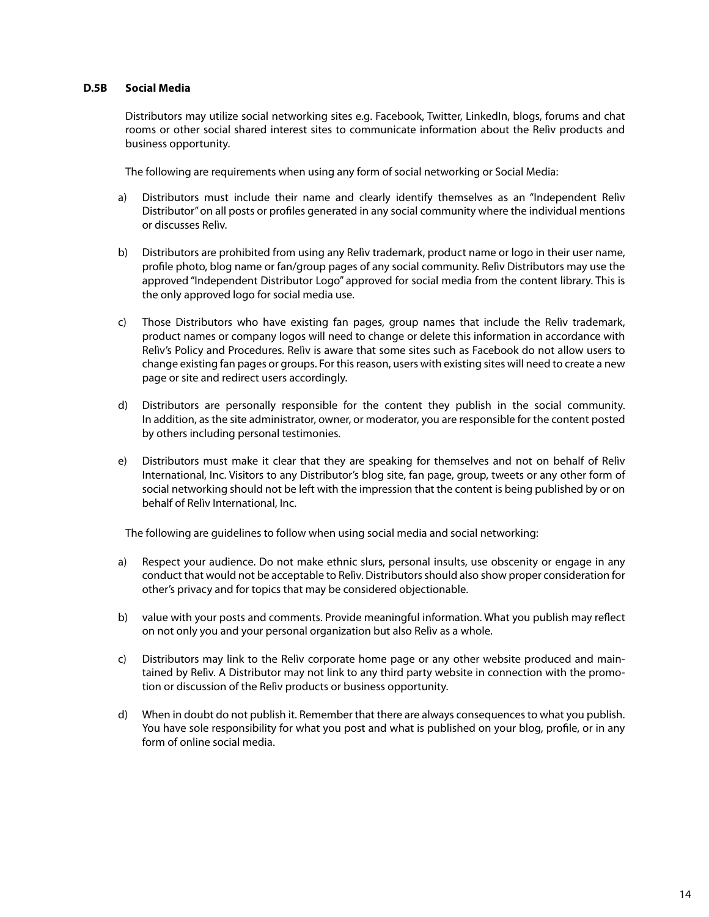### D.5B Social Media

Distributors may utilize social networking sites e.g. Facebook, Twitter, LinkedIn, blogs, forums and chat rooms or other social shared interest sites to communicate information about the Relìv products and business opportunity.

The following are requirements when using any form of social networking or Social Media:

a) Distributors must include their name and clearly identify themselves as an "Independent Relìv Distributor" on all posts or profiles generated in any social community where the individual mentions or discusses Relìv.

b) Distributors are prohibited from using any Relìv trademark, product name or logo in their user name, profile photo, blog name or fan/group pages of any social community. Relìv Distributors may use the approved "Independent Distributor Logo" approved for social media from the content library. This is the only approved logo for social media use.

c) Those Distributors who have existing fan pages, group names that include the Relìv trademark, product names or company logos will need to change or delete this information in accordance with Relìv's Policy and Procedures. Relìv is aware that some sites such as Facebook do not allow users to change existing fan pages or groups. For this reason, users with existing sites will need to create a new page or site and redirect users accordingly.

d) Distributors are personally responsible for the content they publish in the social community. In addition, as the site administrator, owner, or moderator, you are responsible for the content posted by others including personal testimonies.

e) Distributors must make it clear that they are speaking for themselves and not on behalf of Relìv International, Inc. Visitors to any Distributor's blog site, fan page, group, tweets or any other form of social networking should not be left with the impression that the content is being published by or on behalf of Relìv International, Inc.

The following are guidelines to follow when using social media and social networking:

a) Respect your audience. Do not make ethnic slurs, personal insults, use obscenity or engage in any conduct that would not be acceptable to Relìv. Distributors should also show proper consideration for other's privacy and for topics that may be considered objectionable.

b) value with your posts and comments. Provide meaningful information. What you publish may reflect on not only you and your personal organization but also Relìv as a whole.

c) Distributors may link to the Relìv corporate home page or any other website produced and maintained by Relìv. A Distributor may not link to any third party website in connection with the promotion or discussion of the Relìv products or business opportunity.

d) When in doubt do not publish it. Remember that there are always consequences to what you publish. You have sole responsibility for what you post and what is published on your blog, profile, or in any form of online social media.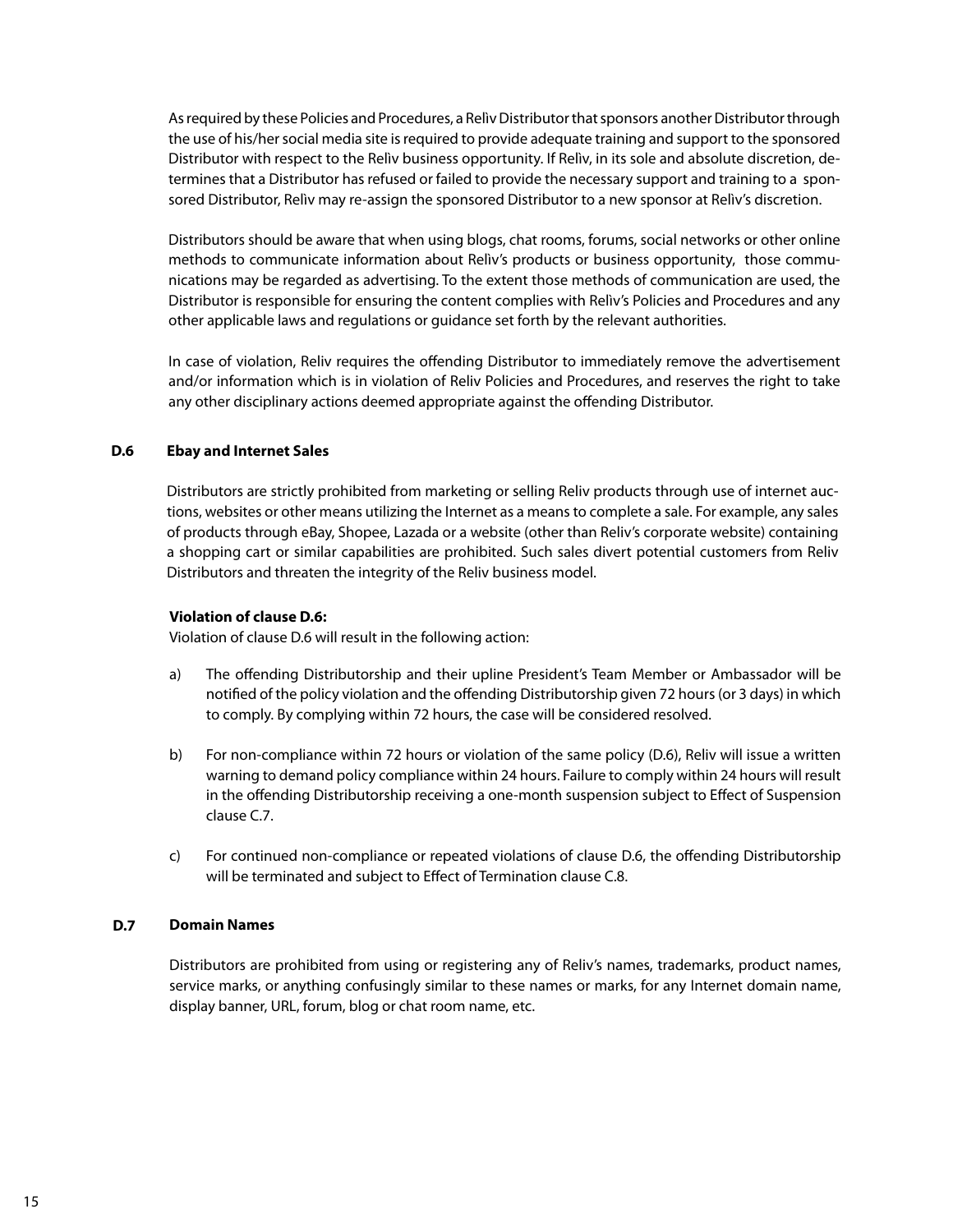As required by these Policies and Procedures, a Relìv Distributor that sponsors another Distributor through the use of his/her social media site is required to provide adequate training and support to the sponsored Distributor with respect to the Relìv business opportunity. If Relìv, in its sole and absolute discretion, determines that a Distributor has refused or failed to provide the necessary support and training to a sponsored Distributor, Relìv may re-assign the sponsored Distributor to a new sponsor at Relìv's discretion.

Distributors should be aware that when using blogs, chat rooms, forums, social networks or other online methods to communicate information about Relìv's products or business opportunity, those communications may be regarded as advertising. To the extent those methods of communication are used, the Distributor is responsible for ensuring the content complies with Relìv's Policies and Procedures and any other applicable laws and regulations or guidance set forth by the relevant authorities.

In case of violation, Reliv requires the offending Distributor to immediately remove the advertisement and/or information which is in violation of Reliv Policies and Procedures, and reserves the right to take any other disciplinary actions deemed appropriate against the offending Distributor.

### D.6 Ebay and Internet Sales

Distributors are strictly prohibited from marketing or selling Reliv products through use of internet auctions, websites or other means utilizing the Internet as a means to complete a sale. For example, any sales of products through eBay, Shopee, Lazada or a website (other than Reliv's corporate website) containing a shopping cart or similar capabilities are prohibited. Such sales divert potential customers from Reliv Distributors and threaten the integrity of the Reliv business model.

**Violation of clause D.6:**
Violation of clause D.6 will result in the following action:

a) The offending Distributorship and their upline President's Team Member or Ambassador will be notified of the policy violation and the offending Distributorship given 72 hours (or 3 days) in which to comply. By complying within 72 hours, the case will be considered resolved.

b) For non-compliance within 72 hours or violation of the same policy (D.6), Reliv will issue a written warning to demand policy compliance within 24 hours. Failure to comply within 24 hours will result in the offending Distributorship receiving a one-month suspension subject to Effect of Suspension clause C.7.

c) For continued non-compliance or repeated violations of clause D.6, the offending Distributorship will be terminated and subject to Effect of Termination clause C.8.

### D.7 Domain Names

Distributors are prohibited from using or registering any of Reliv's names, trademarks, product names, service marks, or anything confusingly similar to these names or marks, for any Internet domain name, display banner, URL, forum, blog or chat room name, etc.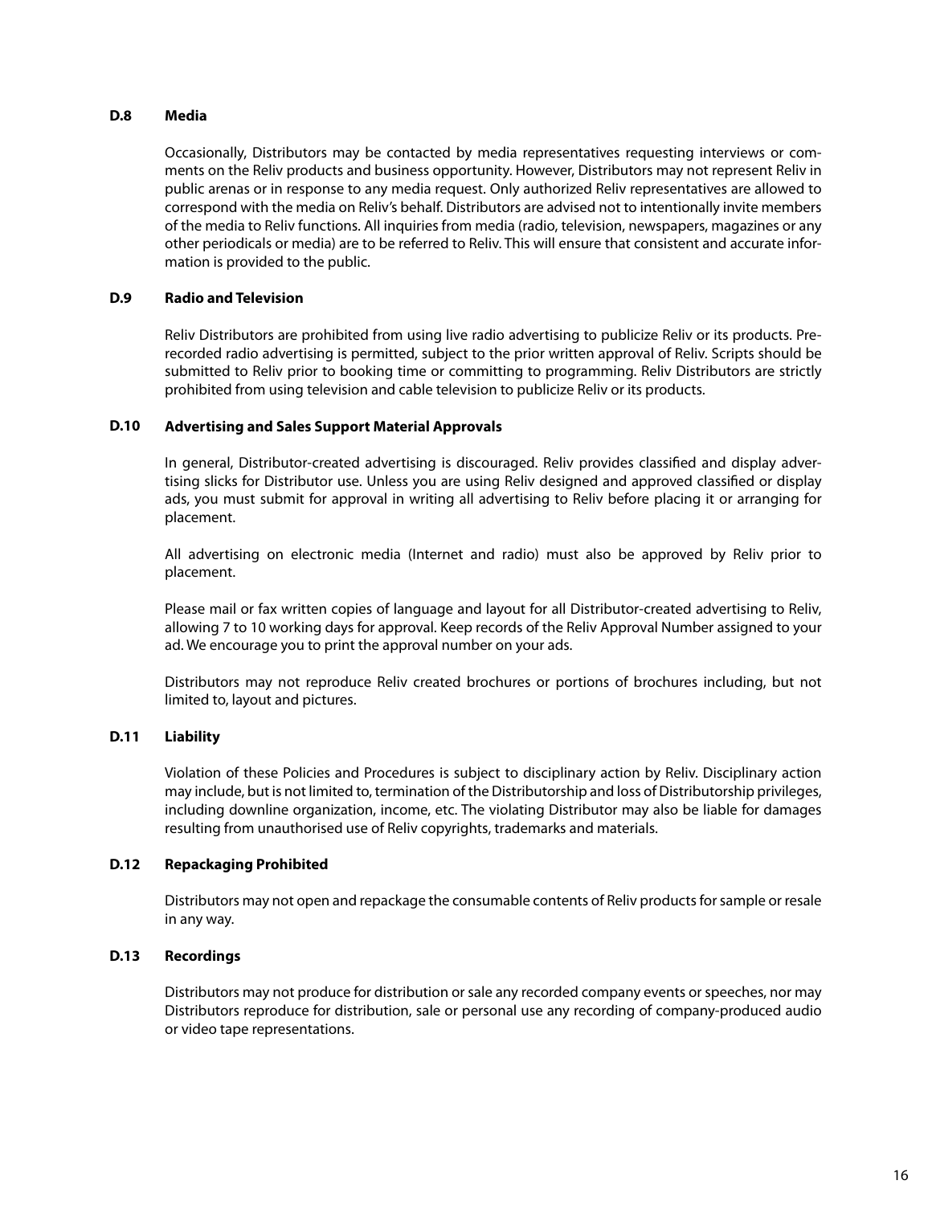### D.8 Media

Occasionally, Distributors may be contacted by media representatives requesting interviews or comments on the Reliv products and business opportunity. However, Distributors may not represent Reliv in public arenas or in response to any media request. Only authorized Reliv representatives are allowed to correspond with the media on Reliv's behalf. Distributors are advised not to intentionally invite members of the media to Reliv functions. All inquiries from media (radio, television, newspapers, magazines or any other periodicals or media) are to be referred to Reliv. This will ensure that consistent and accurate information is provided to the public.

### D.9 Radio and Television

Reliv Distributors are prohibited from using live radio advertising to publicize Reliv or its products. Prerecorded radio advertising is permitted, subject to the prior written approval of Reliv. Scripts should be submitted to Reliv prior to booking time or committing to programming. Reliv Distributors are strictly prohibited from using television and cable television to publicize Reliv or its products.

### D.10 Advertising and Sales Support Material Approvals

In general, Distributor-created advertising is discouraged. Reliv provides classified and display advertising slicks for Distributor use. Unless you are using Reliv designed and approved classified or display ads, you must submit for approval in writing all advertising to Reliv before placing it or arranging for placement.

All advertising on electronic media (Internet and radio) must also be approved by Reliv prior to placement.

Please mail or fax written copies of language and layout for all Distributor-created advertising to Reliv, allowing 7 to 10 working days for approval. Keep records of the Reliv Approval Number assigned to your ad. We encourage you to print the approval number on your ads.

Distributors may not reproduce Reliv created brochures or portions of brochures including, but not limited to, layout and pictures.

### D.11 Liability

Violation of these Policies and Procedures is subject to disciplinary action by Reliv. Disciplinary action may include, but is not limited to, termination of the Distributorship and loss of Distributorship privileges, including downline organization, income, etc. The violating Distributor may also be liable for damages resulting from unauthorised use of Reliv copyrights, trademarks and materials.

### D.12 Repackaging Prohibited

Distributors may not open and repackage the consumable contents of Reliv products for sample or resale in any way.

### D.13 Recordings

Distributors may not produce for distribution or sale any recorded company events or speeches, nor may Distributors reproduce for distribution, sale or personal use any recording of company-produced audio or video tape representations.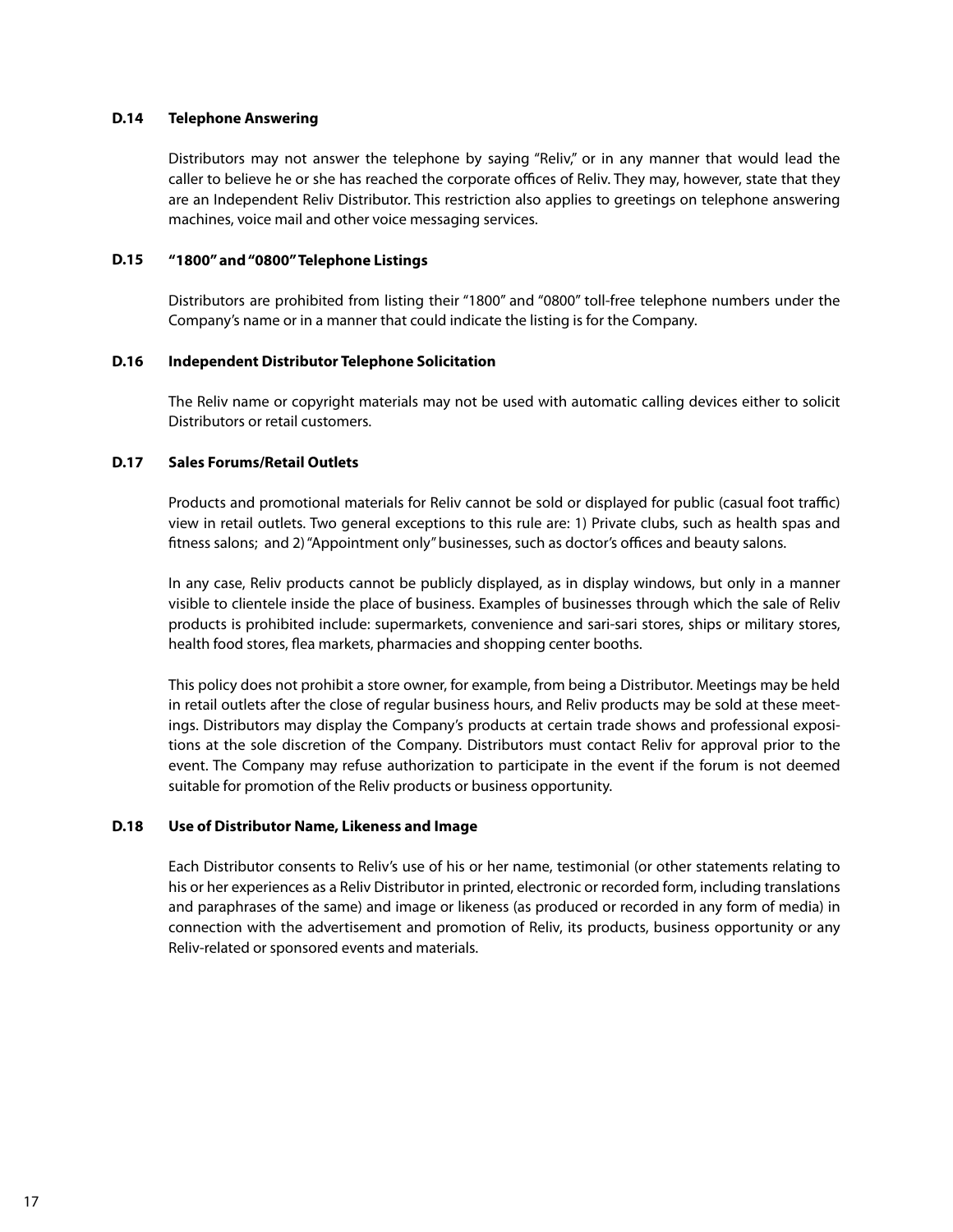### D.14 Telephone Answering

Distributors may not answer the telephone by saying "Reliv," or in any manner that would lead the caller to believe he or she has reached the corporate offices of Reliv. They may, however, state that they are an Independent Reliv Distributor. This restriction also applies to greetings on telephone answering machines, voice mail and other voice messaging services.

### D.15 "1800" and "0800" Telephone Listings

Distributors are prohibited from listing their "1800" and "0800" toll-free telephone numbers under the Company's name or in a manner that could indicate the listing is for the Company.

### D.16 Independent Distributor Telephone Solicitation

The Reliv name or copyright materials may not be used with automatic calling devices either to solicit Distributors or retail customers.

### D.17 Sales Forums/Retail Outlets

Products and promotional materials for Reliv cannot be sold or displayed for public (casual foot traffic) view in retail outlets. Two general exceptions to this rule are: 1) Private clubs, such as health spas and fitness salons; and 2) "Appointment only" businesses, such as doctor's offices and beauty salons.

In any case, Reliv products cannot be publicly displayed, as in display windows, but only in a manner visible to clientele inside the place of business. Examples of businesses through which the sale of Reliv products is prohibited include: supermarkets, convenience and sari-sari stores, ships or military stores, health food stores, flea markets, pharmacies and shopping center booths.

This policy does not prohibit a store owner, for example, from being a Distributor. Meetings may be held in retail outlets after the close of regular business hours, and Reliv products may be sold at these meetings. Distributors may display the Company's products at certain trade shows and professional expositions at the sole discretion of the Company. Distributors must contact Reliv for approval prior to the event. The Company may refuse authorization to participate in the event if the forum is not deemed suitable for promotion of the Reliv products or business opportunity.

### D.18 Use of Distributor Name, Likeness and Image

Each Distributor consents to Reliv's use of his or her name, testimonial (or other statements relating to his or her experiences as a Reliv Distributor in printed, electronic or recorded form, including translations and paraphrases of the same) and image or likeness (as produced or recorded in any form of media) in connection with the advertisement and promotion of Reliv, its products, business opportunity or any Reliv-related or sponsored events and materials.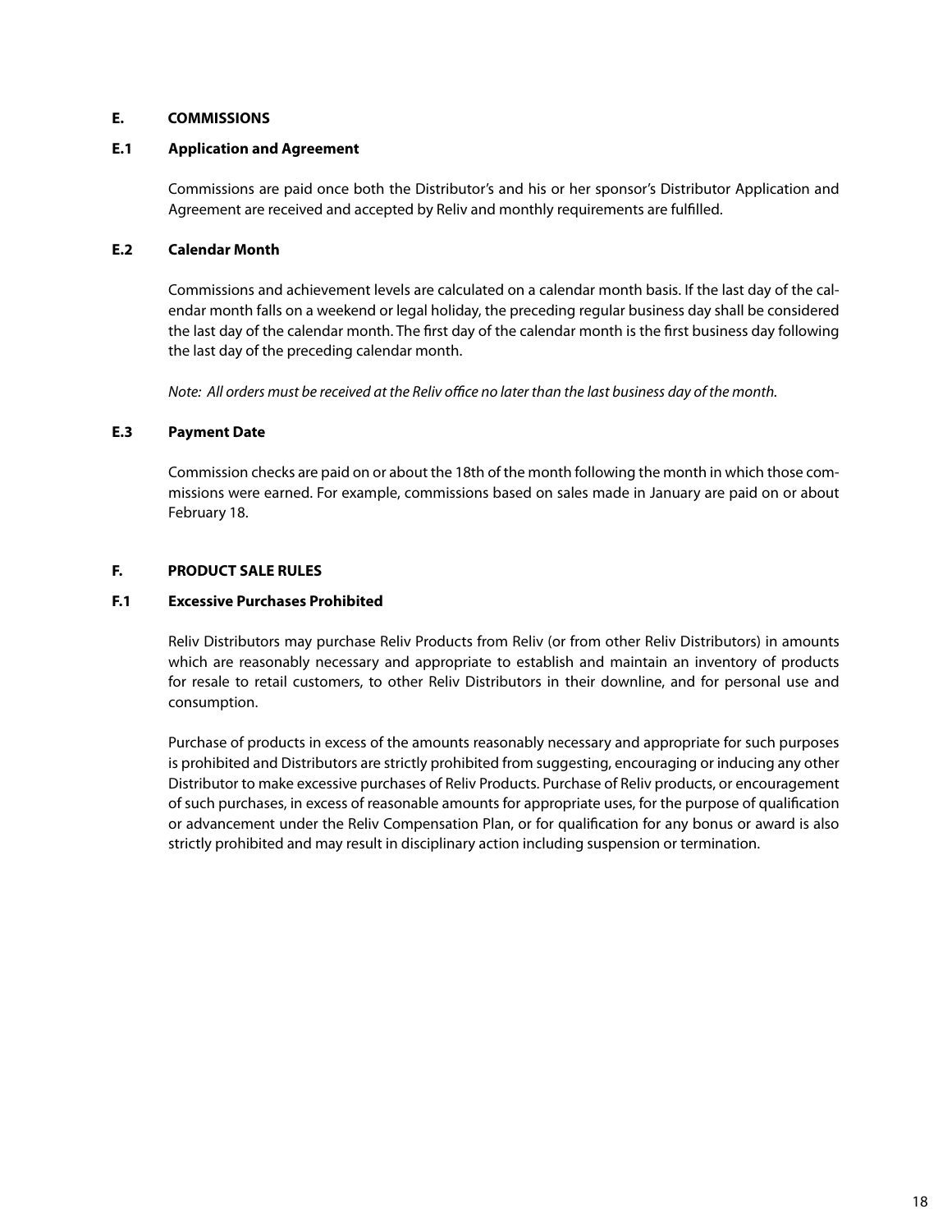## E. COMMISSIONS

### E.1 Application and Agreement

Commissions are paid once both the Distributor's and his or her sponsor's Distributor Application and Agreement are received and accepted by Reliv and monthly requirements are fulfilled.

### E.2 Calendar Month

Commissions and achievement levels are calculated on a calendar month basis. If the last day of the calendar month falls on a weekend or legal holiday, the preceding regular business day shall be considered the last day of the calendar month. The first day of the calendar month is the first business day following the last day of the preceding calendar month.

*Note: All orders must be received at the Reliv office no later than the last business day of the month.*

### E.3 Payment Date

Commission checks are paid on or about the 18th of the month following the month in which those commissions were earned. For example, commissions based on sales made in January are paid on or about February 18.

## F. PRODUCT SALE RULES

### F.1 Excessive Purchases Prohibited

Reliv Distributors may purchase Reliv Products from Reliv (or from other Reliv Distributors) in amounts which are reasonably necessary and appropriate to establish and maintain an inventory of products for resale to retail customers, to other Reliv Distributors in their downline, and for personal use and consumption.

Purchase of products in excess of the amounts reasonably necessary and appropriate for such purposes is prohibited and Distributors are strictly prohibited from suggesting, encouraging or inducing any other Distributor to make excessive purchases of Reliv Products. Purchase of Reliv products, or encouragement of such purchases, in excess of reasonable amounts for appropriate uses, for the purpose of qualification or advancement under the Reliv Compensation Plan, or for qualification for any bonus or award is also strictly prohibited and may result in disciplinary action including suspension or termination.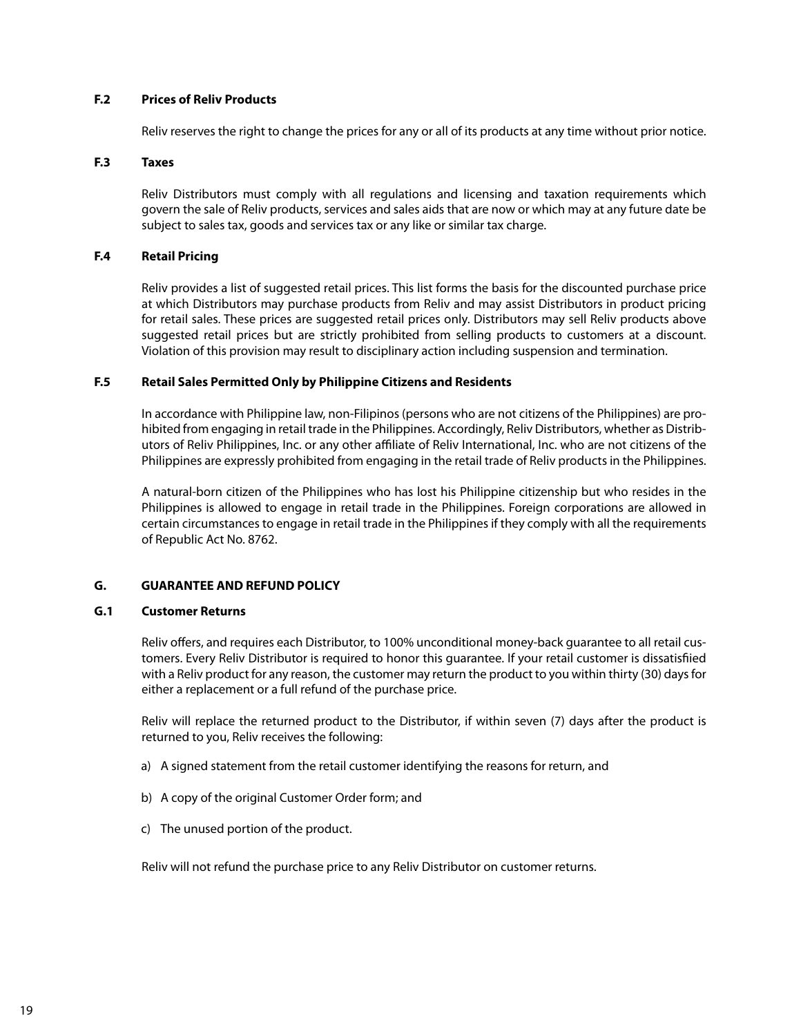### F.2 Prices of Reliv Products

Reliv reserves the right to change the prices for any or all of its products at any time without prior notice.

### F.3 Taxes

Reliv Distributors must comply with all regulations and licensing and taxation requirements which govern the sale of Reliv products, services and sales aids that are now or which may at any future date be subject to sales tax, goods and services tax or any like or similar tax charge.

### F.4 Retail Pricing

Reliv provides a list of suggested retail prices. This list forms the basis for the discounted purchase price at which Distributors may purchase products from Reliv and may assist Distributors in product pricing for retail sales. These prices are suggested retail prices only. Distributors may sell Reliv products above suggested retail prices but are strictly prohibited from selling products to customers at a discount. Violation of this provision may result to disciplinary action including suspension and termination.

### F.5 Retail Sales Permitted Only by Philippine Citizens and Residents

In accordance with Philippine law, non-Filipinos (persons who are not citizens of the Philippines) are prohibited from engaging in retail trade in the Philippines. Accordingly, Reliv Distributors, whether as Distributors of Reliv Philippines, Inc. or any other affiliate of Reliv International, Inc. who are not citizens of the Philippines are expressly prohibited from engaging in the retail trade of Reliv products in the Philippines.

A natural-born citizen of the Philippines who has lost his Philippine citizenship but who resides in the Philippines is allowed to engage in retail trade in the Philippines. Foreign corporations are allowed in certain circumstances to engage in retail trade in the Philippines if they comply with all the requirements of Republic Act No. 8762.

## G. GUARANTEE AND REFUND POLICY

### G.1 Customer Returns

Reliv offers, and requires each Distributor, to 100% unconditional money-back guarantee to all retail customers. Every Reliv Distributor is required to honor this guarantee. If your retail customer is dissatisfiied with a Reliv product for any reason, the customer may return the product to you within thirty (30) days for either a replacement or a full refund of the purchase price.

Reliv will replace the returned product to the Distributor, if within seven (7) days after the product is returned to you, Reliv receives the following:

a) A signed statement from the retail customer identifying the reasons for return, and

b) A copy of the original Customer Order form; and

c) The unused portion of the product.

Reliv will not refund the purchase price to any Reliv Distributor on customer returns.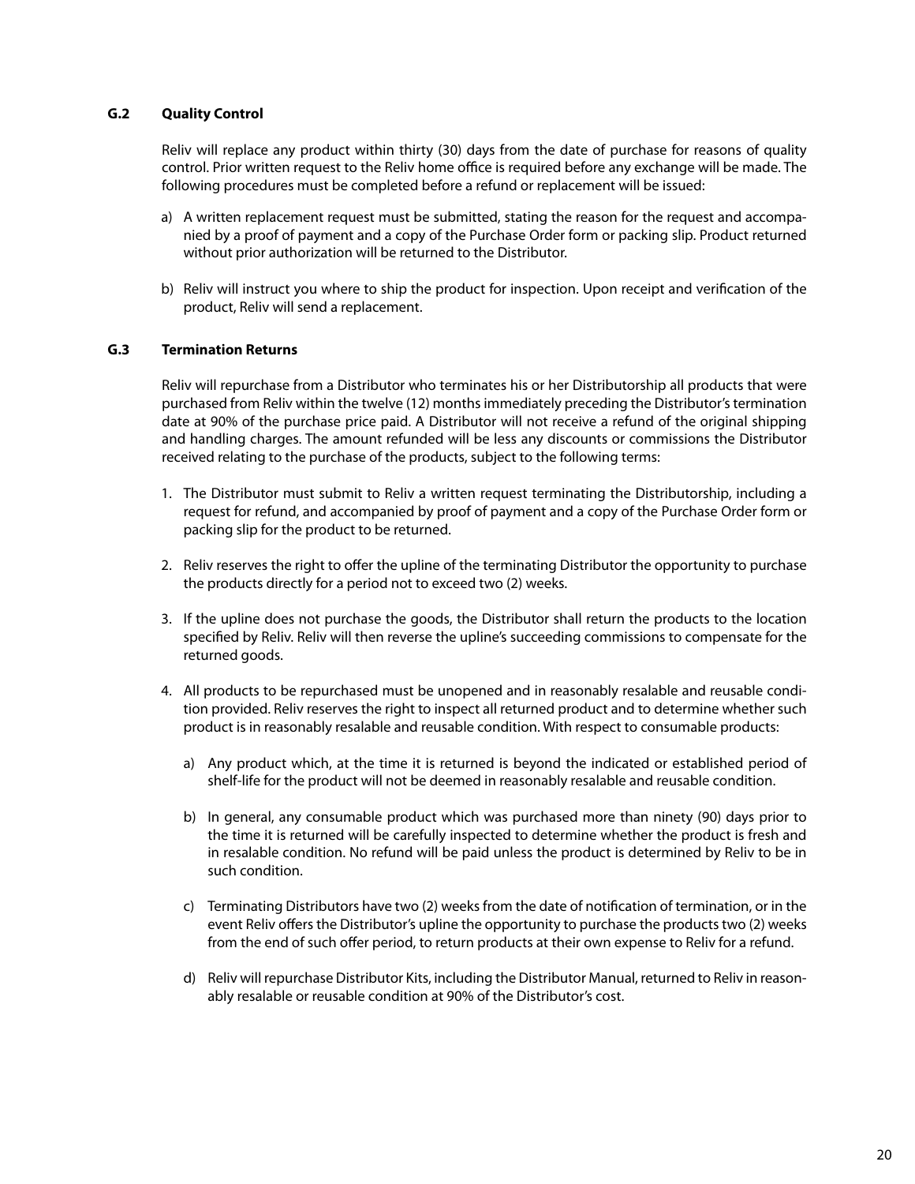### G.2 Quality Control

Reliv will replace any product within thirty (30) days from the date of purchase for reasons of quality control. Prior written request to the Reliv home office is required before any exchange will be made. The following procedures must be completed before a refund or replacement will be issued:

a) A written replacement request must be submitted, stating the reason for the request and accompanied by a proof of payment and a copy of the Purchase Order form or packing slip. Product returned without prior authorization will be returned to the Distributor.

b) Reliv will instruct you where to ship the product for inspection. Upon receipt and verification of the product, Reliv will send a replacement.

### G.3 Termination Returns

Reliv will repurchase from a Distributor who terminates his or her Distributorship all products that were purchased from Reliv within the twelve (12) months immediately preceding the Distributor's termination date at 90% of the purchase price paid. A Distributor will not receive a refund of the original shipping and handling charges. The amount refunded will be less any discounts or commissions the Distributor received relating to the purchase of the products, subject to the following terms:

1. The Distributor must submit to Reliv a written request terminating the Distributorship, including a request for refund, and accompanied by proof of payment and a copy of the Purchase Order form or packing slip for the product to be returned.

2. Reliv reserves the right to offer the upline of the terminating Distributor the opportunity to purchase the products directly for a period not to exceed two (2) weeks.

3. If the upline does not purchase the goods, the Distributor shall return the products to the location specified by Reliv. Reliv will then reverse the upline's succeeding commissions to compensate for the returned goods.

4. All products to be repurchased must be unopened and in reasonably resalable and reusable condition provided. Reliv reserves the right to inspect all returned product and to determine whether such product is in reasonably resalable and reusable condition. With respect to consumable products:

   a) Any product which, at the time it is returned is beyond the indicated or established period of shelf-life for the product will not be deemed in reasonably resalable and reusable condition.

   b) In general, any consumable product which was purchased more than ninety (90) days prior to the time it is returned will be carefully inspected to determine whether the product is fresh and in resalable condition. No refund will be paid unless the product is determined by Reliv to be in such condition.

   c) Terminating Distributors have two (2) weeks from the date of notification of termination, or in the event Reliv offers the Distributor's upline the opportunity to purchase the products two (2) weeks from the end of such offer period, to return products at their own expense to Reliv for a refund.

   d) Reliv will repurchase Distributor Kits, including the Distributor Manual, returned to Reliv in reasonably resalable or reusable condition at 90% of the Distributor's cost.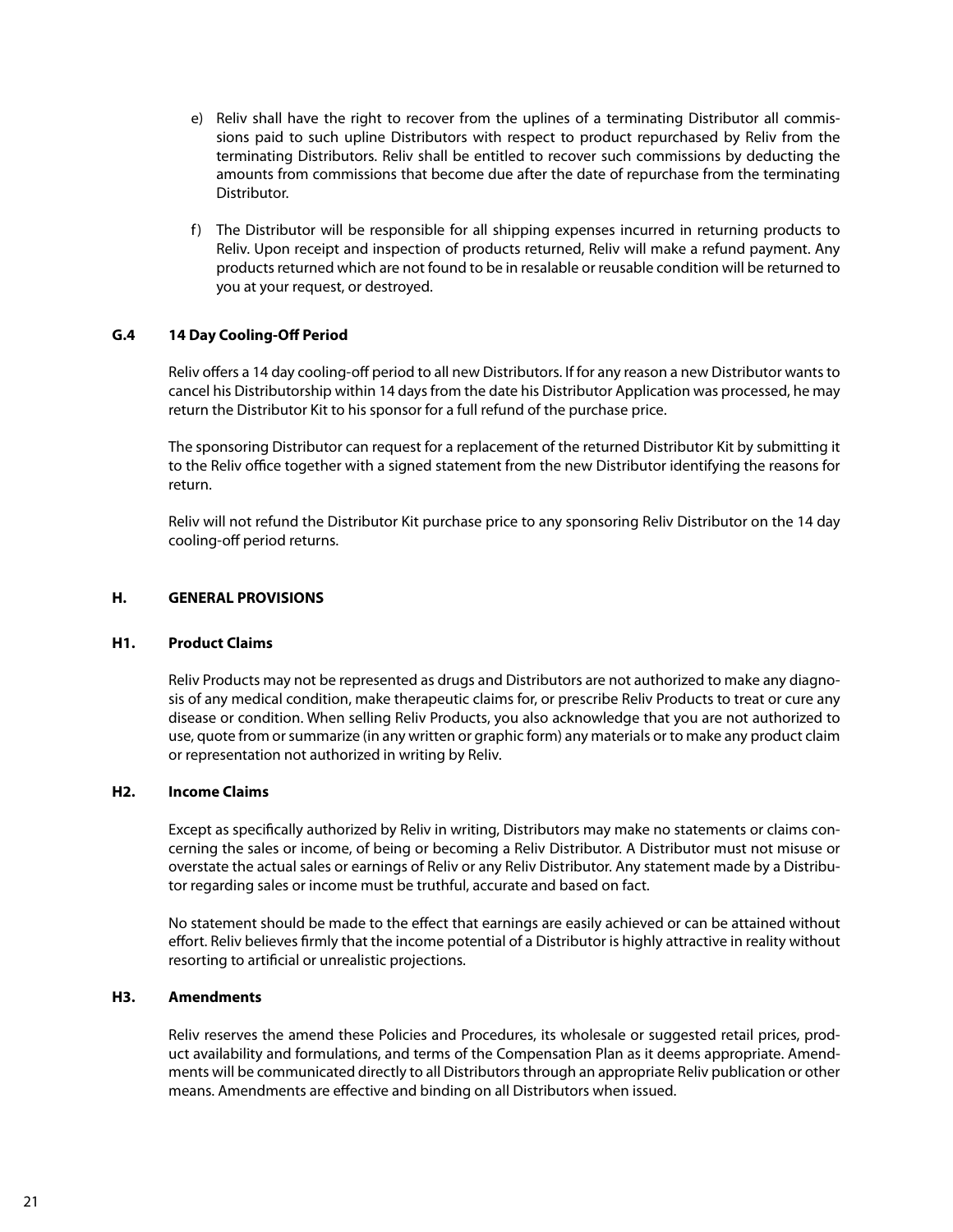e) Reliv shall have the right to recover from the uplines of a terminating Distributor all commissions paid to such upline Distributors with respect to product repurchased by Reliv from the terminating Distributors. Reliv shall be entitled to recover such commissions by deducting the amounts from commissions that become due after the date of repurchase from the terminating Distributor.

f) The Distributor will be responsible for all shipping expenses incurred in returning products to Reliv. Upon receipt and inspection of products returned, Reliv will make a refund payment. Any products returned which are not found to be in resalable or reusable condition will be returned to you at your request, or destroyed.

### G.4 14 Day Cooling-Off Period

Reliv offers a 14 day cooling-off period to all new Distributors. If for any reason a new Distributor wants to cancel his Distributorship within 14 days from the date his Distributor Application was processed, he may return the Distributor Kit to his sponsor for a full refund of the purchase price.

The sponsoring Distributor can request for a replacement of the returned Distributor Kit by submitting it to the Reliv office together with a signed statement from the new Distributor identifying the reasons for return.

Reliv will not refund the Distributor Kit purchase price to any sponsoring Reliv Distributor on the 14 day cooling-off period returns.

## H. GENERAL PROVISIONS

### H1. Product Claims

Reliv Products may not be represented as drugs and Distributors are not authorized to make any diagnosis of any medical condition, make therapeutic claims for, or prescribe Reliv Products to treat or cure any disease or condition. When selling Reliv Products, you also acknowledge that you are not authorized to use, quote from or summarize (in any written or graphic form) any materials or to make any product claim or representation not authorized in writing by Reliv.

### H2. Income Claims

Except as specifically authorized by Reliv in writing, Distributors may make no statements or claims concerning the sales or income, of being or becoming a Reliv Distributor. A Distributor must not misuse or overstate the actual sales or earnings of Reliv or any Reliv Distributor. Any statement made by a Distributor regarding sales or income must be truthful, accurate and based on fact.

No statement should be made to the effect that earnings are easily achieved or can be attained without effort. Reliv believes firmly that the income potential of a Distributor is highly attractive in reality without resorting to artificial or unrealistic projections.

### H3. Amendments

Reliv reserves the amend these Policies and Procedures, its wholesale or suggested retail prices, product availability and formulations, and terms of the Compensation Plan as it deems appropriate. Amendments will be communicated directly to all Distributors through an appropriate Reliv publication or other means. Amendments are effective and binding on all Distributors when issued.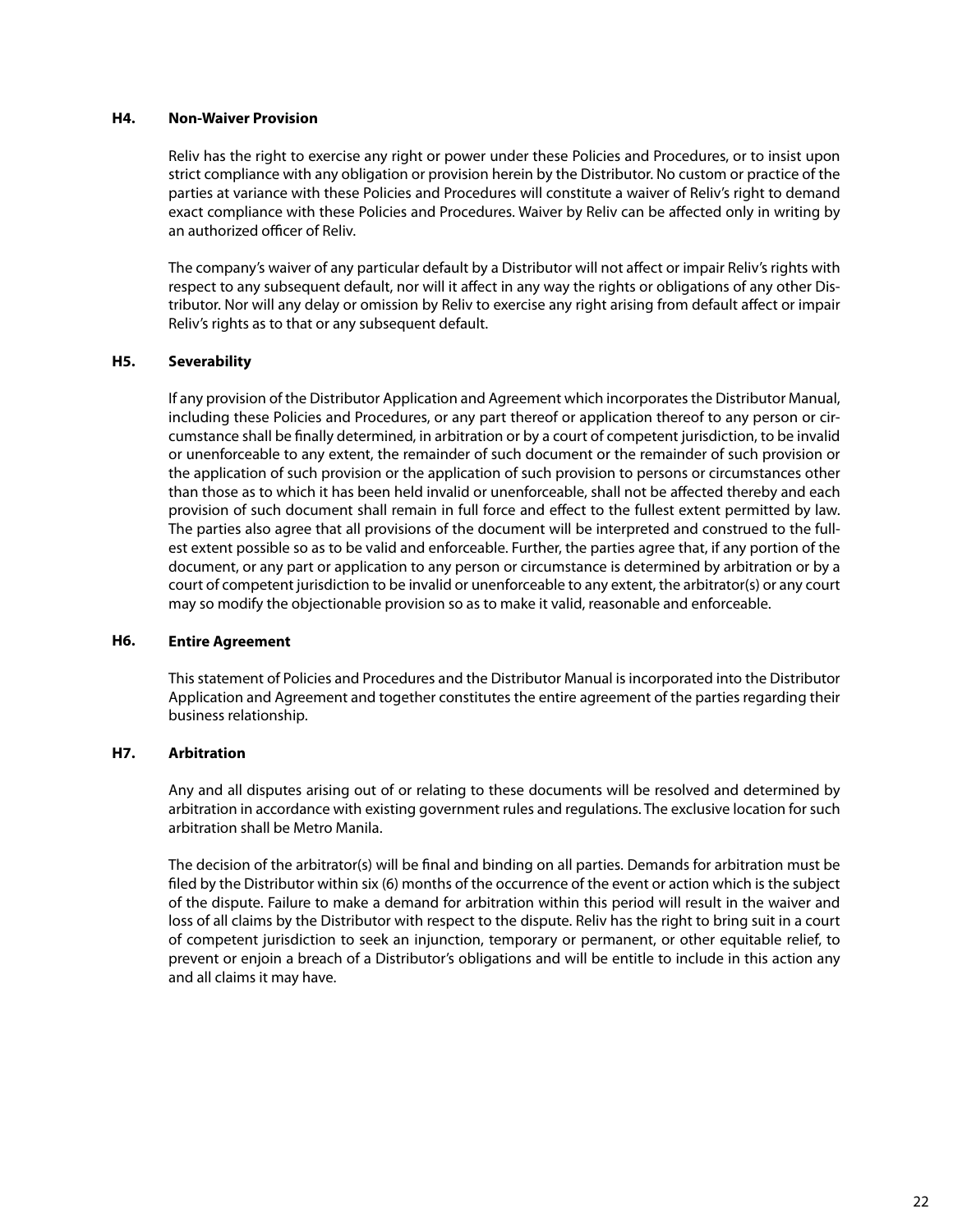### H4. Non-Waiver Provision

Reliv has the right to exercise any right or power under these Policies and Procedures, or to insist upon strict compliance with any obligation or provision herein by the Distributor. No custom or practice of the parties at variance with these Policies and Procedures will constitute a waiver of Reliv's right to demand exact compliance with these Policies and Procedures. Waiver by Reliv can be affected only in writing by an authorized officer of Reliv.

The company's waiver of any particular default by a Distributor will not affect or impair Reliv's rights with respect to any subsequent default, nor will it affect in any way the rights or obligations of any other Distributor. Nor will any delay or omission by Reliv to exercise any right arising from default affect or impair Reliv's rights as to that or any subsequent default.

### H5. Severability

If any provision of the Distributor Application and Agreement which incorporates the Distributor Manual, including these Policies and Procedures, or any part thereof or application thereof to any person or circumstance shall be finally determined, in arbitration or by a court of competent jurisdiction, to be invalid or unenforceable to any extent, the remainder of such document or the remainder of such provision or the application of such provision or the application of such provision to persons or circumstances other than those as to which it has been held invalid or unenforceable, shall not be affected thereby and each provision of such document shall remain in full force and effect to the fullest extent permitted by law. The parties also agree that all provisions of the document will be interpreted and construed to the fullest extent possible so as to be valid and enforceable. Further, the parties agree that, if any portion of the document, or any part or application to any person or circumstance is determined by arbitration or by a court of competent jurisdiction to be invalid or unenforceable to any extent, the arbitrator(s) or any court may so modify the objectionable provision so as to make it valid, reasonable and enforceable.

### H6. Entire Agreement

This statement of Policies and Procedures and the Distributor Manual is incorporated into the Distributor Application and Agreement and together constitutes the entire agreement of the parties regarding their business relationship.

### H7. Arbitration

Any and all disputes arising out of or relating to these documents will be resolved and determined by arbitration in accordance with existing government rules and regulations. The exclusive location for such arbitration shall be Metro Manila.

The decision of the arbitrator(s) will be final and binding on all parties. Demands for arbitration must be filed by the Distributor within six (6) months of the occurrence of the event or action which is the subject of the dispute. Failure to make a demand for arbitration within this period will result in the waiver and loss of all claims by the Distributor with respect to the dispute. Reliv has the right to bring suit in a court of competent jurisdiction to seek an injunction, temporary or permanent, or other equitable relief, to prevent or enjoin a breach of a Distributor's obligations and will be entitle to include in this action any and all claims it may have.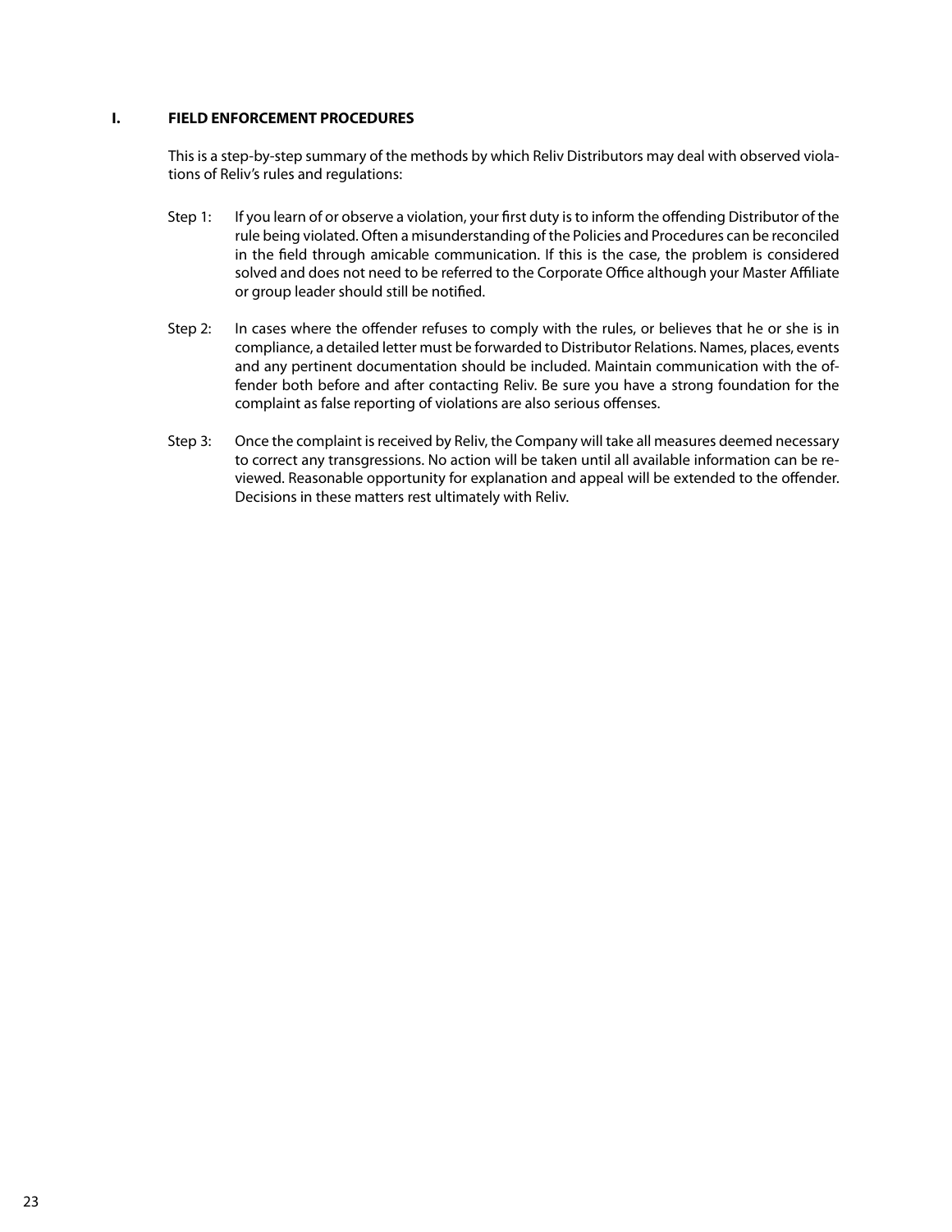## I. FIELD ENFORCEMENT PROCEDURES

This is a step-by-step summary of the methods by which Reliv Distributors may deal with observed violations of Reliv's rules and regulations:

Step 1: If you learn of or observe a violation, your first duty is to inform the offending Distributor of the rule being violated. Often a misunderstanding of the Policies and Procedures can be reconciled in the field through amicable communication. If this is the case, the problem is considered solved and does not need to be referred to the Corporate Office although your Master Affiliate or group leader should still be notified.

Step 2: In cases where the offender refuses to comply with the rules, or believes that he or she is in compliance, a detailed letter must be forwarded to Distributor Relations. Names, places, events and any pertinent documentation should be included. Maintain communication with the offender both before and after contacting Reliv. Be sure you have a strong foundation for the complaint as false reporting of violations are also serious offenses.

Step 3: Once the complaint is received by Reliv, the Company will take all measures deemed necessary to correct any transgressions. No action will be taken until all available information can be reviewed. Reasonable opportunity for explanation and appeal will be extended to the offender. Decisions in these matters rest ultimately with Reliv.